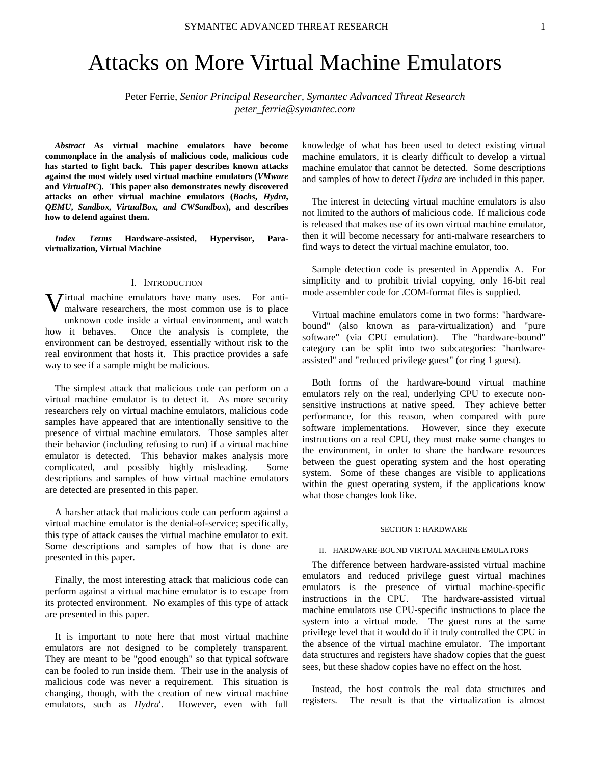# Attacks on More Virtual Machine Emulators

Peter Ferrie, *Senior Principal Researcher, Symantec Advanced Threat Research*
*peter_ferrie@symantec.com*

***Abstract*** **As virtual machine emulators have become commonplace in the analysis of malicious code, malicious code has started to fight back. This paper describes known attacks against the most widely used virtual machine emulators (*VMware* and *VirtualPC*). This paper also demonstrates newly discovered attacks on other virtual machine emulators (*Bochs*, *Hydra*, *QEMU*, *Sandbox*, *VirtualBox, and CWSandbox*), and describes how to defend against them.**

***Index Terms*** **Hardware-assisted, Hypervisor, Para-virtualization, Virtual Machine**

## I. Introduction

Virtual machine emulators have many uses. For anti-malware researchers, the most common use is to place unknown code inside a virtual environment, and watch how it behaves. Once the analysis is complete, the environment can be destroyed, essentially without risk to the real environment that hosts it. This practice provides a safe way to see if a sample might be malicious.

The simplest attack that malicious code can perform on a virtual machine emulator is to detect it. As more security researchers rely on virtual machine emulators, malicious code samples have appeared that are intentionally sensitive to the presence of virtual machine emulators. Those samples alter their behavior (including refusing to run) if a virtual machine emulator is detected. This behavior makes analysis more complicated, and possibly highly misleading. Some descriptions and samples of how virtual machine emulators are detected are presented in this paper.

A harsher attack that malicious code can perform against a virtual machine emulator is the denial-of-service; specifically, this type of attack causes the virtual machine emulator to exit. Some descriptions and samples of how that is done are presented in this paper.

Finally, the most interesting attack that malicious code can perform against a virtual machine emulator is to escape from its protected environment. No examples of this type of attack are presented in this paper.

It is important to note here that most virtual machine emulators are not designed to be completely transparent. They are meant to be "good enough" so that typical software can be fooled to run inside them. Their use in the analysis of malicious code was never a requirement. This situation is changing, though, with the creation of new virtual machine emulators, such as *Hydra*[i]. However, even with full knowledge of what has been used to detect existing virtual machine emulators, it is clearly difficult to develop a virtual machine emulator that cannot be detected. Some descriptions and samples of how to detect *Hydra* are included in this paper.

The interest in detecting virtual machine emulators is also not limited to the authors of malicious code. If malicious code is released that makes use of its own virtual machine emulator, then it will become necessary for anti-malware researchers to find ways to detect the virtual machine emulator, too.

Sample detection code is presented in Appendix A. For simplicity and to prohibit trivial copying, only 16-bit real mode assembler code for .COM-format files is supplied.

Virtual machine emulators come in two forms: "hardware-bound" (also known as para-virtualization) and "pure software" (via CPU emulation). The "hardware-bound" category can be split into two subcategories: "hardware-assisted" and "reduced privilege guest" (or ring 1 guest).

Both forms of the hardware-bound virtual machine emulators rely on the real, underlying CPU to execute non-sensitive instructions at native speed. They achieve better performance, for this reason, when compared with pure software implementations. However, since they execute instructions on a real CPU, they must make some changes to the environment, in order to share the hardware resources between the guest operating system and the host operating system. Some of these changes are visible to applications within the guest operating system, if the applications know what those changes look like.

## Section 1: Hardware

### II. Hardware-Bound Virtual Machine Emulators

The difference between hardware-assisted virtual machine emulators and reduced privilege guest virtual machines emulators is the presence of virtual machine-specific instructions in the CPU. The hardware-assisted virtual machine emulators use CPU-specific instructions to place the system into a virtual mode. The guest runs at the same privilege level that it would do if it truly controlled the CPU in the absence of the virtual machine emulator. The important data structures and registers have shadow copies that the guest sees, but these shadow copies have no effect on the host.

Instead, the host controls the real data structures and registers. The result is that the virtualization is almost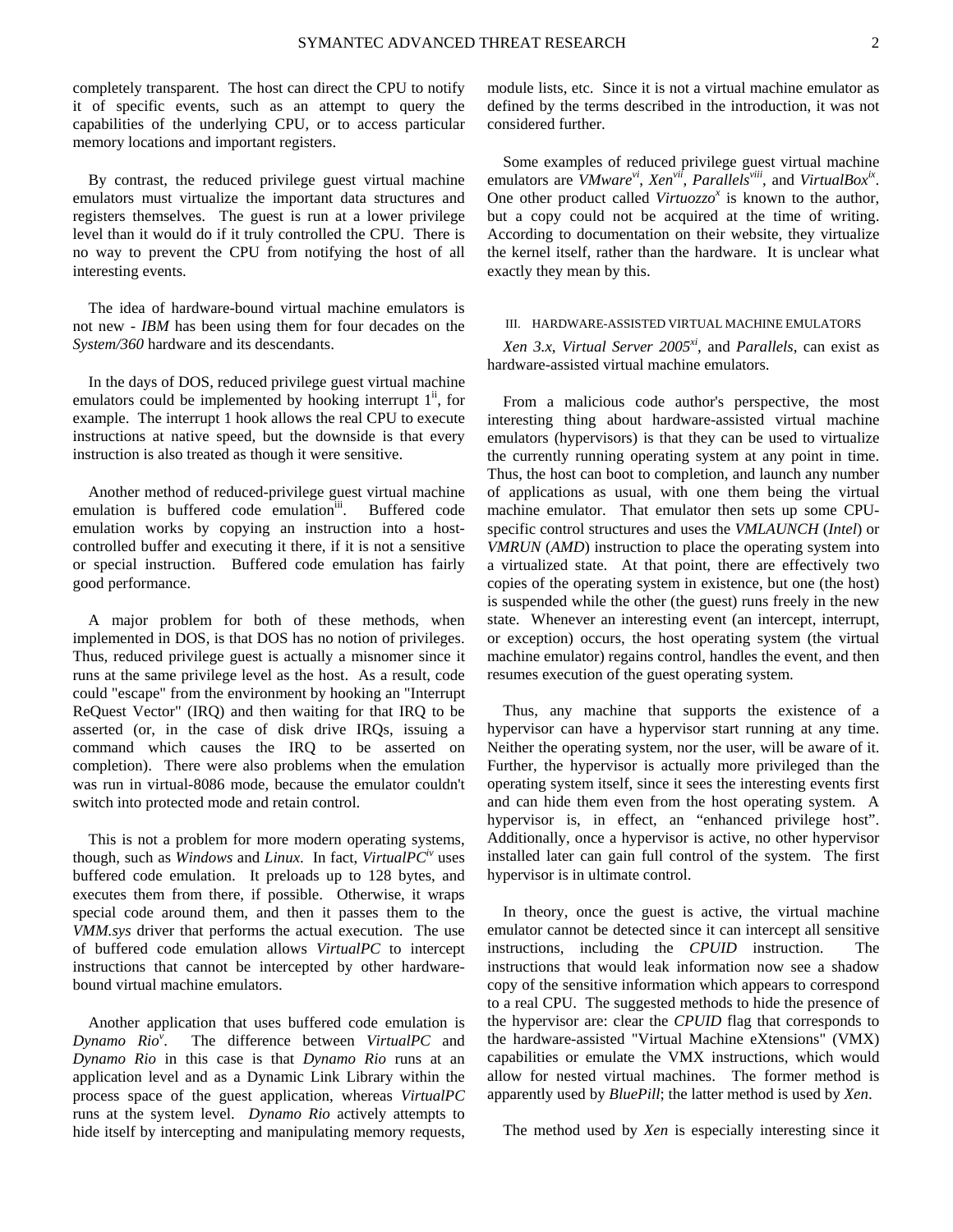completely transparent. The host can direct the CPU to notify it of specific events, such as an attempt to query the capabilities of the underlying CPU, or to access particular memory locations and important registers.

By contrast, the reduced privilege guest virtual machine emulators must virtualize the important data structures and registers themselves. The guest is run at a lower privilege level than it would do if it truly controlled the CPU. There is no way to prevent the CPU from notifying the host of all interesting events.

The idea of hardware-bound virtual machine emulators is not new - *IBM* has been using them for four decades on the *System/360* hardware and its descendants.

In the days of DOS, reduced privilege guest virtual machine emulators could be implemented by hooking interrupt 1[ii], for example. The interrupt 1 hook allows the real CPU to execute instructions at native speed, but the downside is that every instruction is also treated as though it were sensitive.

Another method of reduced-privilege guest virtual machine emulation is buffered code emulation[iii]. Buffered code emulation works by copying an instruction into a host-controlled buffer and executing it there, if it is not a sensitive or special instruction. Buffered code emulation has fairly good performance.

A major problem for both of these methods, when implemented in DOS, is that DOS has no notion of privileges. Thus, reduced privilege guest is actually a misnomer since it runs at the same privilege level as the host. As a result, code could "escape" from the environment by hooking an "Interrupt ReQuest Vector" (IRQ) and then waiting for that IRQ to be asserted (or, in the case of disk drive IRQs, issuing a command which causes the IRQ to be asserted on completion). There were also problems when the emulation was run in virtual-8086 mode, because the emulator couldn't switch into protected mode and retain control.

This is not a problem for more modern operating systems, though, such as *Windows* and *Linux*. In fact, *VirtualPC*[iv] uses buffered code emulation. It preloads up to 128 bytes, and executes them from there, if possible. Otherwise, it wraps special code around them, and then it passes them to the *VMM.sys* driver that performs the actual execution. The use of buffered code emulation allows *VirtualPC* to intercept instructions that cannot be intercepted by other hardware-bound virtual machine emulators.

Another application that uses buffered code emulation is *Dynamo Rio*[v]. The difference between *VirtualPC* and *Dynamo Rio* in this case is that *Dynamo Rio* runs at an application level and as a Dynamic Link Library within the process space of the guest application, whereas *VirtualPC* runs at the system level. *Dynamo Rio* actively attempts to hide itself by intercepting and manipulating memory requests, module lists, etc. Since it is not a virtual machine emulator as defined by the terms described in the introduction, it was not considered further.

Some examples of reduced privilege guest virtual machine emulators are *VMware*[vi], *Xen*[vii], *Parallels*[viii], and *VirtualBox*[ix]. One other product called *Virtuozzo*[x] is known to the author, but a copy could not be acquired at the time of writing. According to documentation on their website, they virtualize the kernel itself, rather than the hardware. It is unclear what exactly they mean by this.

## III. Hardware-Assisted Virtual Machine Emulators

*Xen 3.x*, *Virtual Server 2005*[xi], and *Parallels*, can exist as hardware-assisted virtual machine emulators.

From a malicious code author's perspective, the most interesting thing about hardware-assisted virtual machine emulators (hypervisors) is that they can be used to virtualize the currently running operating system at any point in time. Thus, the host can boot to completion, and launch any number of applications as usual, with one them being the virtual machine emulator. That emulator then sets up some CPU-specific control structures and uses the *VMLAUNCH* (*Intel*) or *VMRUN* (*AMD*) instruction to place the operating system into a virtualized state. At that point, there are effectively two copies of the operating system in existence, but one (the host) is suspended while the other (the guest) runs freely in the new state. Whenever an interesting event (an intercept, interrupt, or exception) occurs, the host operating system (the virtual machine emulator) regains control, handles the event, and then resumes execution of the guest operating system.

Thus, any machine that supports the existence of a hypervisor can have a hypervisor start running at any time. Neither the operating system, nor the user, will be aware of it. Further, the hypervisor is actually more privileged than the operating system itself, since it sees the interesting events first and can hide them even from the host operating system. A hypervisor is, in effect, an "enhanced privilege host". Additionally, once a hypervisor is active, no other hypervisor installed later can gain full control of the system. The first hypervisor is in ultimate control.

In theory, once the guest is active, the virtual machine emulator cannot be detected since it can intercept all sensitive instructions, including the *CPUID* instruction. The instructions that would leak information now see a shadow copy of the sensitive information which appears to correspond to a real CPU. The suggested methods to hide the presence of the hypervisor are: clear the *CPUID* flag that corresponds to the hardware-assisted "Virtual Machine eXtensions" (VMX) capabilities or emulate the VMX instructions, which would allow for nested virtual machines. The former method is apparently used by *BluePill*; the latter method is used by *Xen*.

The method used by *Xen* is especially interesting since it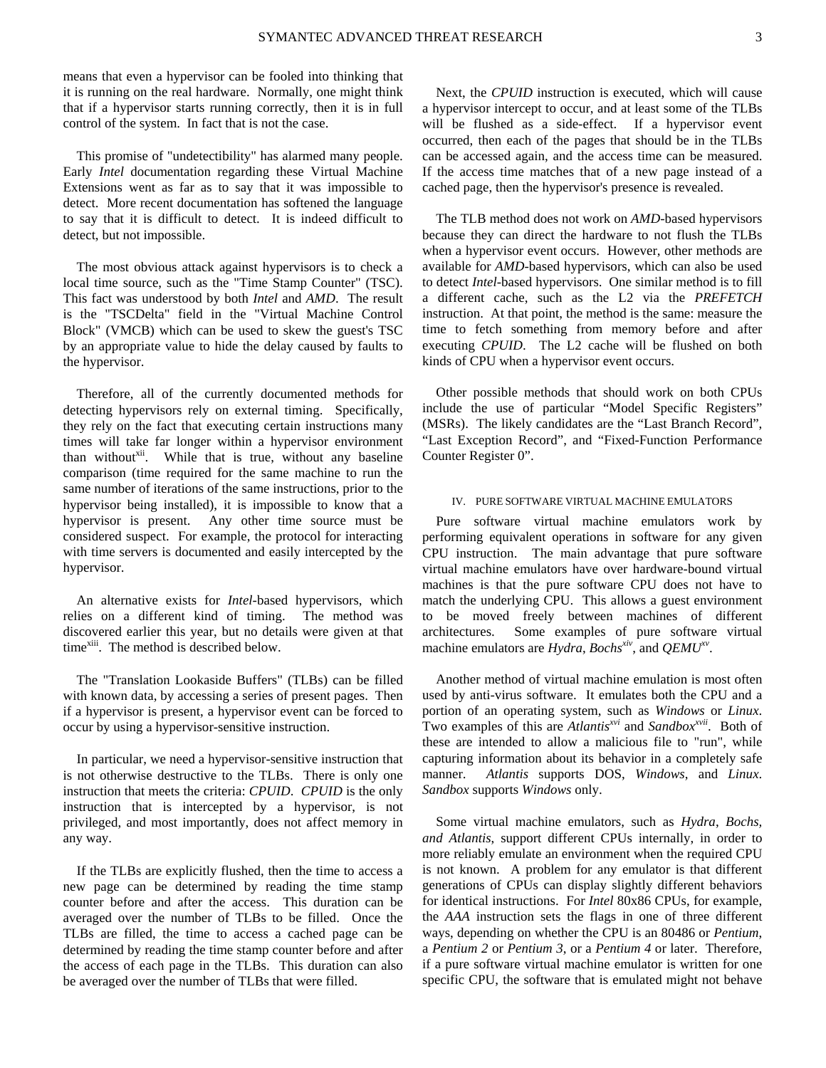means that even a hypervisor can be fooled into thinking that it is running on the real hardware. Normally, one might think that if a hypervisor starts running correctly, then it is in full control of the system. In fact that is not the case.

This promise of "undetectibility" has alarmed many people. Early *Intel* documentation regarding these Virtual Machine Extensions went as far as to say that it was impossible to detect. More recent documentation has softened the language to say that it is difficult to detect. It is indeed difficult to detect, but not impossible.

The most obvious attack against hypervisors is to check a local time source, such as the "Time Stamp Counter" (TSC). This fact was understood by both *Intel* and *AMD*. The result is the "TSCDelta" field in the "Virtual Machine Control Block" (VMCB) which can be used to skew the guest's TSC by an appropriate value to hide the delay caused by faults to the hypervisor.

Therefore, all of the currently documented methods for detecting hypervisors rely on external timing. Specifically, they rely on the fact that executing certain instructions many times will take far longer within a hypervisor environment than without[xii]. While that is true, without any baseline comparison (time required for the same machine to run the same number of iterations of the same instructions, prior to the hypervisor being installed), it is impossible to know that a hypervisor is present. Any other time source must be considered suspect. For example, the protocol for interacting with time servers is documented and easily intercepted by the hypervisor.

An alternative exists for *Intel*-based hypervisors, which relies on a different kind of timing. The method was discovered earlier this year, but no details were given at that time[xiii]. The method is described below.

The "Translation Lookaside Buffers" (TLBs) can be filled with known data, by accessing a series of present pages. Then if a hypervisor is present, a hypervisor event can be forced to occur by using a hypervisor-sensitive instruction.

In particular, we need a hypervisor-sensitive instruction that is not otherwise destructive to the TLBs. There is only one instruction that meets the criteria: *CPUID*. *CPUID* is the only instruction that is intercepted by a hypervisor, is not privileged, and most importantly, does not affect memory in any way.

If the TLBs are explicitly flushed, then the time to access a new page can be determined by reading the time stamp counter before and after the access. This duration can be averaged over the number of TLBs to be filled. Once the TLBs are filled, the time to access a cached page can be determined by reading the time stamp counter before and after the access of each page in the TLBs. This duration can also be averaged over the number of TLBs that were filled.

Next, the *CPUID* instruction is executed, which will cause a hypervisor intercept to occur, and at least some of the TLBs will be flushed as a side-effect. If a hypervisor event occurred, then each of the pages that should be in the TLBs can be accessed again, and the access time can be measured. If the access time matches that of a new page instead of a cached page, then the hypervisor's presence is revealed.

The TLB method does not work on *AMD*-based hypervisors because they can direct the hardware to not flush the TLBs when a hypervisor event occurs. However, other methods are available for *AMD*-based hypervisors, which can also be used to detect *Intel*-based hypervisors. One similar method is to fill a different cache, such as the L2 via the *PREFETCH* instruction. At that point, the method is the same: measure the time to fetch something from memory before and after executing *CPUID*. The L2 cache will be flushed on both kinds of CPU when a hypervisor event occurs.

Other possible methods that should work on both CPUs include the use of particular "Model Specific Registers" (MSRs). The likely candidates are the "Last Branch Record", "Last Exception Record", and "Fixed-Function Performance Counter Register 0".

## IV. Pure Software Virtual Machine Emulators

Pure software virtual machine emulators work by performing equivalent operations in software for any given CPU instruction. The main advantage that pure software virtual machine emulators have over hardware-bound virtual machines is that the pure software CPU does not have to match the underlying CPU. This allows a guest environment to be moved freely between machines of different architectures. Some examples of pure software virtual machine emulators are *Hydra*, *Bochs*[xiv], and *QEMU*[xv].

Another method of virtual machine emulation is most often used by anti-virus software. It emulates both the CPU and a portion of an operating system, such as *Windows* or *Linux*. Two examples of this are *Atlantis*[xvi] and *Sandbox*[xvii]. Both of these are intended to allow a malicious file to "run", while capturing information about its behavior in a completely safe manner. *Atlantis* supports DOS, *Windows*, and *Linux*. *Sandbox* supports *Windows* only.

Some virtual machine emulators, such as *Hydra, Bochs, and Atlantis*, support different CPUs internally, in order to more reliably emulate an environment when the required CPU is not known. A problem for any emulator is that different generations of CPUs can display slightly different behaviors for identical instructions. For *Intel* 80x86 CPUs, for example, the *AAA* instruction sets the flags in one of three different ways, depending on whether the CPU is an 80486 or *Pentium*, a *Pentium 2* or *Pentium 3*, or a *Pentium 4* or later. Therefore, if a pure software virtual machine emulator is written for one specific CPU, the software that is emulated might not behave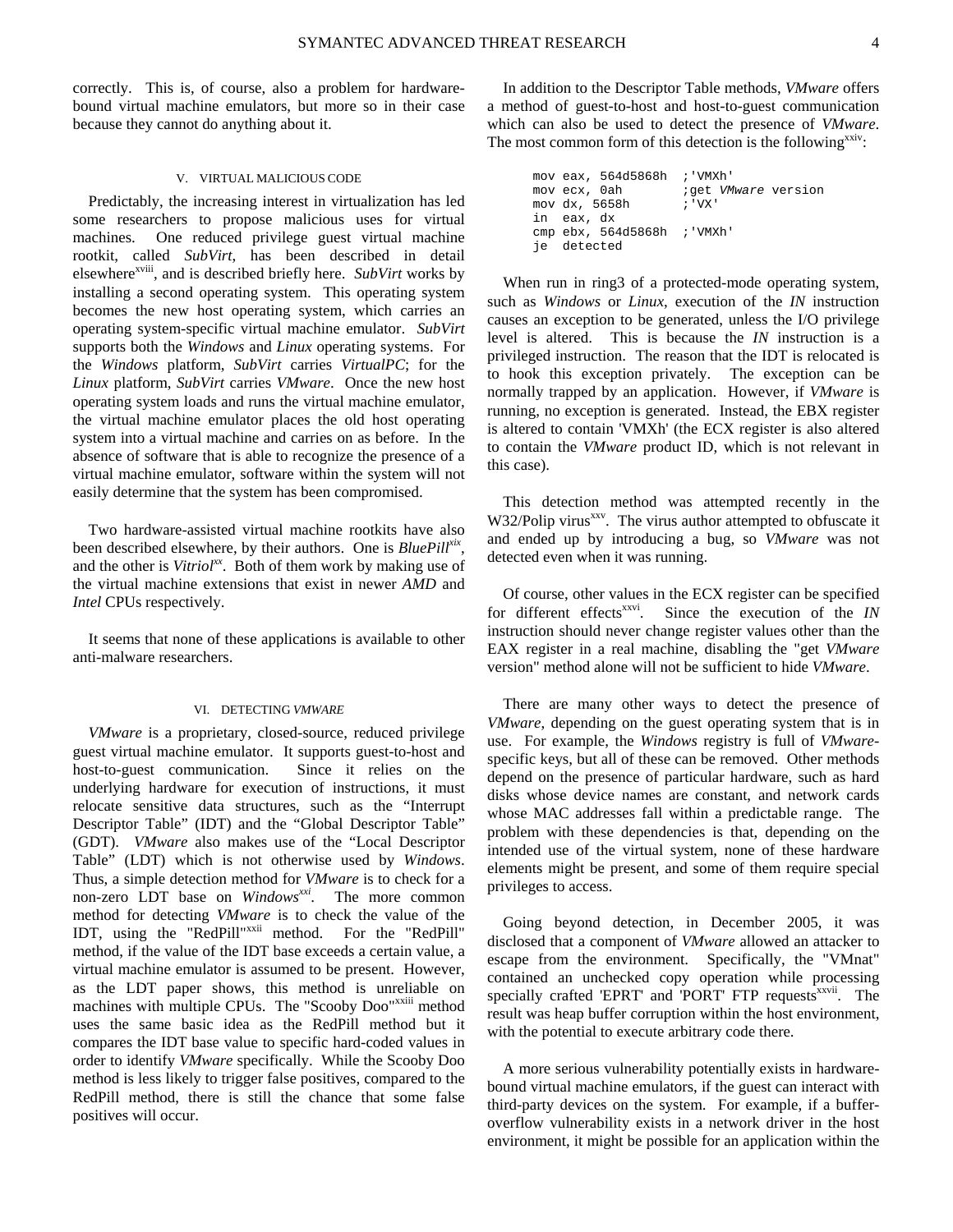correctly. This is, of course, also a problem for hardware-bound virtual machine emulators, but more so in their case because they cannot do anything about it.

## V. Virtual Malicious Code

Predictably, the increasing interest in virtualization has led some researchers to propose malicious uses for virtual machines. One reduced privilege guest virtual machine rootkit, called *SubVirt*, has been described in detail elsewhere[xviii], and is described briefly here. *SubVirt* works by installing a second operating system. This operating system becomes the new host operating system, which carries an operating system-specific virtual machine emulator. *SubVirt* supports both the *Windows* and *Linux* operating systems. For the *Windows* platform, *SubVirt* carries *VirtualPC*; for the *Linux* platform, *SubVirt* carries *VMware*. Once the new host operating system loads and runs the virtual machine emulator, the virtual machine emulator places the old host operating system into a virtual machine and carries on as before. In the absence of software that is able to recognize the presence of a virtual machine emulator, software within the system will not easily determine that the system has been compromised.

Two hardware-assisted virtual machine rootkits have also been described elsewhere, by their authors. One is *BluePill*[xix], and the other is *Vitriol*[xx]. Both of them work by making use of the virtual machine extensions that exist in newer *AMD* and *Intel* CPUs respectively.

It seems that none of these applications is available to other anti-malware researchers.

## VI. Detecting *VMware*

*VMware* is a proprietary, closed-source, reduced privilege guest virtual machine emulator. It supports guest-to-host and host-to-guest communication. Since it relies on the underlying hardware for execution of instructions, it must relocate sensitive data structures, such as the “Interrupt Descriptor Table” (IDT) and the “Global Descriptor Table” (GDT). *VMware* also makes use of the “Local Descriptor Table” (LDT) which is not otherwise used by *Windows*. Thus, a simple detection method for *VMware* is to check for a non-zero LDT base on *Windows*[xxi]. The more common method for detecting *VMware* is to check the value of the IDT, using the "RedPill"[xxii] method. For the "RedPill" method, if the value of the IDT base exceeds a certain value, a virtual machine emulator is assumed to be present. However, as the LDT paper shows, this method is unreliable on machines with multiple CPUs. The "Scooby Doo"[xxiii] method uses the same basic idea as the RedPill method but it compares the IDT base value to specific hard-coded values in order to identify *VMware* specifically. While the Scooby Doo method is less likely to trigger false positives, compared to the RedPill method, there is still the chance that some false positives will occur.

In addition to the Descriptor Table methods, *VMware* offers a method of guest-to-host and host-to-guest communication which can also be used to detect the presence of *VMware*. The most common form of this detection is the following[xxiv]:

```
mov eax, 564d5868h  ;'VMXh'
mov ecx, 0ah        ;get VMware version
mov dx, 5658h       ;'VX'
in  eax, dx
cmp ebx, 564d5868h  ;'VMXh'
je  detected
```

When run in ring3 of a protected-mode operating system, such as *Windows* or *Linux*, execution of the *IN* instruction causes an exception to be generated, unless the I/O privilege level is altered. This is because the *IN* instruction is a privileged instruction. The reason that the IDT is relocated is to hook this exception privately. The exception can be normally trapped by an application. However, if *VMware* is running, no exception is generated. Instead, the EBX register is altered to contain 'VMXh' (the ECX register is also altered to contain the *VMware* product ID, which is not relevant in this case).

This detection method was attempted recently in the W32/Polip virus[xxv]. The virus author attempted to obfuscate it and ended up by introducing a bug, so *VMware* was not detected even when it was running.

Of course, other values in the ECX register can be specified for different effects[xxvi]. Since the execution of the *IN* instruction should never change register values other than the EAX register in a real machine, disabling the "get *VMware* version" method alone will not be sufficient to hide *VMware*.

There are many other ways to detect the presence of *VMware*, depending on the guest operating system that is in use. For example, the *Windows* registry is full of *VMware*-specific keys, but all of these can be removed. Other methods depend on the presence of particular hardware, such as hard disks whose device names are constant, and network cards whose MAC addresses fall within a predictable range. The problem with these dependencies is that, depending on the intended use of the virtual system, none of these hardware elements might be present, and some of them require special privileges to access.

Going beyond detection, in December 2005, it was disclosed that a component of *VMware* allowed an attacker to escape from the environment. Specifically, the "VMnat" contained an unchecked copy operation while processing specially crafted 'EPRT' and 'PORT' FTP requests[xxvii]. The result was heap buffer corruption within the host environment, with the potential to execute arbitrary code there.

A more serious vulnerability potentially exists in hardware-bound virtual machine emulators, if the guest can interact with third-party devices on the system. For example, if a buffer-overflow vulnerability exists in a network driver in the host environment, it might be possible for an application within the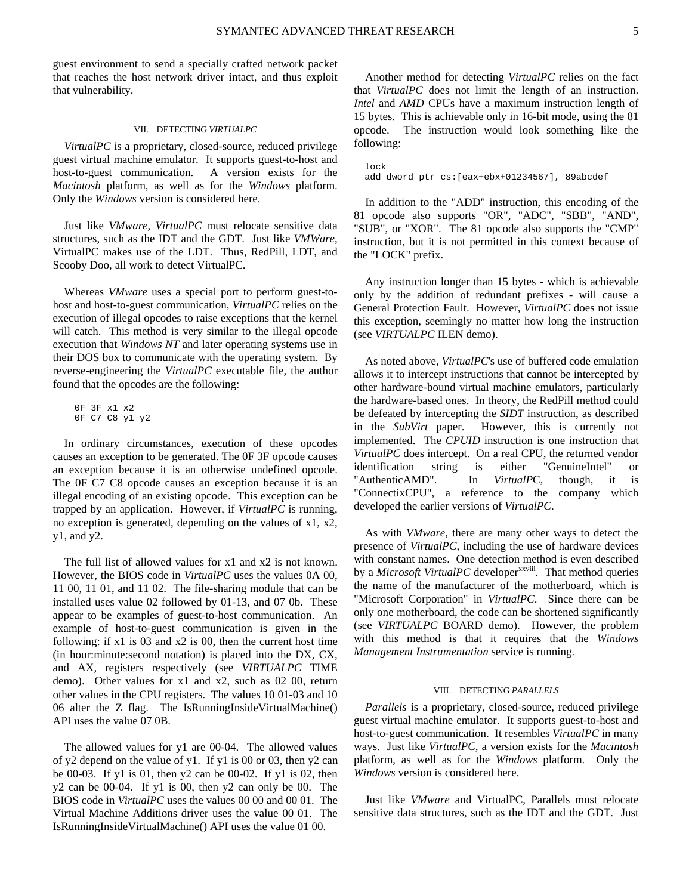guest environment to send a specially crafted network packet that reaches the host network driver intact, and thus exploit that vulnerability.

## VII. Detecting *VirtualPC*

*VirtualPC* is a proprietary, closed-source, reduced privilege guest virtual machine emulator. It supports guest-to-host and host-to-guest communication. A version exists for the *Macintosh* platform, as well as for the *Windows* platform. Only the *Windows* version is considered here.

Just like *VMware*, *VirtualPC* must relocate sensitive data structures, such as the IDT and the GDT. Just like *VMWare*, VirtualPC makes use of the LDT. Thus, RedPill, LDT, and Scooby Doo, all work to detect VirtualPC.

Whereas *VMware* uses a special port to perform guest-to-host and host-to-guest communication, *VirtualPC* relies on the execution of illegal opcodes to raise exceptions that the kernel will catch. This method is very similar to the illegal opcode execution that *Windows NT* and later operating systems use in their DOS box to communicate with the operating system. By reverse-engineering the *VirtualPC* executable file, the author found that the opcodes are the following:

```
0F 3F x1 x2
0F C7 C8 y1 y2
```

In ordinary circumstances, execution of these opcodes causes an exception to be generated. The 0F 3F opcode causes an exception because it is an otherwise undefined opcode. The 0F C7 C8 opcode causes an exception because it is an illegal encoding of an existing opcode. This exception can be trapped by an application. However, if *VirtualPC* is running, no exception is generated, depending on the values of x1, x2, y1, and y2.

The full list of allowed values for x1 and x2 is not known. However, the BIOS code in *VirtualPC* uses the values 0A 00, 11 00, 11 01, and 11 02. The file-sharing module that can be installed uses value 02 followed by 01-13, and 07 0b. These appear to be examples of guest-to-host communication. An example of host-to-guest communication is given in the following: if x1 is 03 and x2 is 00, then the current host time (in hour:minute:second notation) is placed into the DX, CX, and AX, registers respectively (see *VIRTUALPC* TIME demo). Other values for x1 and x2, such as 02 00, return other values in the CPU registers. The values 10 01-03 and 10 06 alter the Z flag. The IsRunningInsideVirtualMachine() API uses the value 07 0B.

The allowed values for y1 are 00-04. The allowed values of y2 depend on the value of y1. If y1 is 00 or 03, then y2 can be 00-03. If y1 is 01, then y2 can be 00-02. If y1 is 02, then y2 can be 00-04. If y1 is 00, then y2 can only be 00. The BIOS code in *VirtualPC* uses the values 00 00 and 00 01. The Virtual Machine Additions driver uses the value 00 01. The IsRunningInsideVirtualMachine() API uses the value 01 00.

Another method for detecting *VirtualPC* relies on the fact that *VirtualPC* does not limit the length of an instruction. *Intel* and *AMD* CPUs have a maximum instruction length of 15 bytes. This is achievable only in 16-bit mode, using the 81 opcode. The instruction would look something like the following:

```
lock
add dword ptr cs:[eax+ebx+01234567], 89abcdef
```

In addition to the "ADD" instruction, this encoding of the 81 opcode also supports "OR", "ADC", "SBB", "AND", "SUB", or "XOR". The 81 opcode also supports the "CMP" instruction, but it is not permitted in this context because of the "LOCK" prefix.

Any instruction longer than 15 bytes - which is achievable only by the addition of redundant prefixes - will cause a General Protection Fault. However, *VirtualPC* does not issue this exception, seemingly no matter how long the instruction (see *VIRTUALPC* ILEN demo).

As noted above, *VirtualPC*'s use of buffered code emulation allows it to intercept instructions that cannot be intercepted by other hardware-bound virtual machine emulators, particularly the hardware-based ones. In theory, the RedPill method could be defeated by intercepting the *SIDT* instruction, as described in the *SubVirt* paper. However, this is currently not implemented. The *CPUID* instruction is one instruction that *VirtualPC* does intercept. On a real CPU, the returned vendor identification string is either "GenuineIntel" or "AuthenticAMD". In *VirtualPC*, though, it is "ConnectixCPU", a reference to the company which developed the earlier versions of *VirtualPC*.

As with *VMware*, there are many other ways to detect the presence of *VirtualPC*, including the use of hardware devices with constant names. One detection method is even described by a *Microsoft VirtualPC* developer[xxviii]. That method queries the name of the manufacturer of the motherboard, which is "Microsoft Corporation" in *VirtualPC*. Since there can be only one motherboard, the code can be shortened significantly (see *VIRTUALPC* BOARD demo). However, the problem with this method is that it requires that the *Windows Management Instrumentation* service is running.

## VIII. Detecting *Parallels*

*Parallels* is a proprietary, closed-source, reduced privilege guest virtual machine emulator. It supports guest-to-host and host-to-guest communication. It resembles *VirtualPC* in many ways. Just like *VirtualPC*, a version exists for the *Macintosh* platform, as well as for the *Windows* platform. Only the *Windows* version is considered here.

Just like *VMware* and VirtualPC, Parallels must relocate sensitive data structures, such as the IDT and the GDT. Just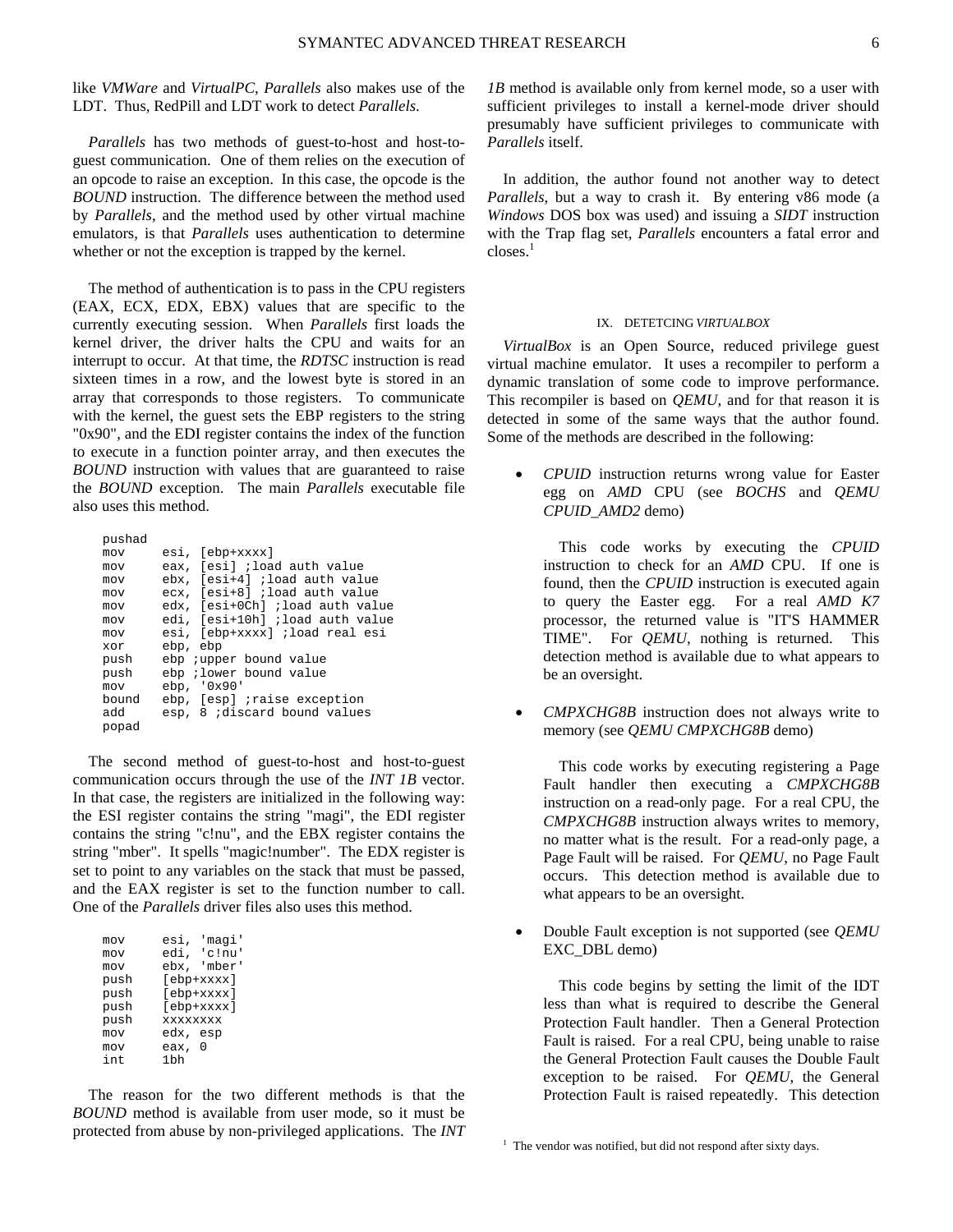like *VMWare* and *VirtualPC*, *Parallels* also makes use of the LDT. Thus, RedPill and LDT work to detect *Parallels*.

*Parallels* has two methods of guest-to-host and host-to-guest communication. One of them relies on the execution of an opcode to raise an exception. In this case, the opcode is the *BOUND* instruction. The difference between the method used by *Parallels*, and the method used by other virtual machine emulators, is that *Parallels* uses authentication to determine whether or not the exception is trapped by the kernel.

The method of authentication is to pass in the CPU registers (EAX, ECX, EDX, EBX) values that are specific to the currently executing session. When *Parallels* first loads the kernel driver, the driver halts the CPU and waits for an interrupt to occur. At that time, the *RDTSC* instruction is read sixteen times in a row, and the lowest byte is stored in an array that corresponds to those registers. To communicate with the kernel, the guest sets the EBP registers to the string "0x90", and the EDI register contains the index of the function to execute in a function pointer array, and then executes the *BOUND* instruction with values that are guaranteed to raise the *BOUND* exception. The main *Parallels* executable file also uses this method.

```
pushad
mov     esi, [ebp+xxxx]
mov     eax, [esi] ;load auth value
mov     ebx, [esi+4] ;load auth value
mov     ecx, [esi+8] ;load auth value
mov     edx, [esi+0Ch] ;load auth value
mov     edi, [esi+10h] ;load auth value
mov     esi, [ebp+xxxx] ;load real esi
xor     ebp, ebp
push    ebp ;upper bound value
push    ebp ;lower bound value
mov     ebp, '0x90'
bound   ebp, [esp] ;raise exception
add     esp, 8 ;discard bound values
popad
```

The second method of guest-to-host and host-to-guest communication occurs through the use of the *INT 1B* vector. In that case, the registers are initialized in the following way: the ESI register contains the string "magi", the EDI register contains the string "c!nu", and the EBX register contains the string "mber". It spells "magic!number". The EDX register is set to point to any variables on the stack that must be passed, and the EAX register is set to the function number to call. One of the *Parallels* driver files also uses this method.

```
mov     esi, 'magi'
mov     edi, 'c!nu'
mov     ebx, 'mber'
push    [ebp+xxxx]
push    [ebp+xxxx]
push    [ebp+xxxx]
push    xxxxxxxx
mov     edx, esp
mov     eax, 0
int     1bh
```

The reason for the two different methods is that the *BOUND* method is available from user mode, so it must be protected from abuse by non-privileged applications. The *INT 1B* method is available only from kernel mode, so a user with sufficient privileges to install a kernel-mode driver should presumably have sufficient privileges to communicate with *Parallels* itself.

In addition, the author found not another way to detect *Parallels*, but a way to crash it. By entering v86 mode (a *Windows* DOS box was used) and issuing a *SIDT* instruction with the Trap flag set, *Parallels* encounters a fatal error and closes.[1]

## IX. DETETCING *VIRTUALBOX*

*VirtualBox* is an Open Source, reduced privilege guest virtual machine emulator. It uses a recompiler to perform a dynamic translation of some code to improve performance. This recompiler is based on *QEMU*, and for that reason it is detected in some of the same ways that the author found. Some of the methods are described in the following:

- *CPUID* instruction returns wrong value for Easter egg on *AMD* CPU (see *BOCHS* and *QEMU CPUID_AMD2* demo)

  This code works by executing the *CPUID* instruction to check for an *AMD* CPU. If one is found, then the *CPUID* instruction is executed again to query the Easter egg. For a real *AMD K7* processor, the returned value is "IT'S HAMMER TIME". For *QEMU*, nothing is returned. This detection method is available due to what appears to be an oversight.

- *CMPXCHG8B* instruction does not always write to memory (see *QEMU CMPXCHG8B* demo)

  This code works by executing registering a Page Fault handler then executing a *CMPXCHG8B* instruction on a read-only page. For a real CPU, the *CMPXCHG8B* instruction always writes to memory, no matter what is the result. For a read-only page, a Page Fault will be raised. For *QEMU*, no Page Fault occurs. This detection method is available due to what appears to be an oversight.

- Double Fault exception is not supported (see *QEMU* EXC_DBL demo)

  This code begins by setting the limit of the IDT less than what is required to describe the General Protection Fault handler. Then a General Protection Fault is raised. For a real CPU, being unable to raise the General Protection Fault causes the Double Fault exception to be raised. For *QEMU*, the General Protection Fault is raised repeatedly. This detection

[1] The vendor was notified, but did not respond after sixty days.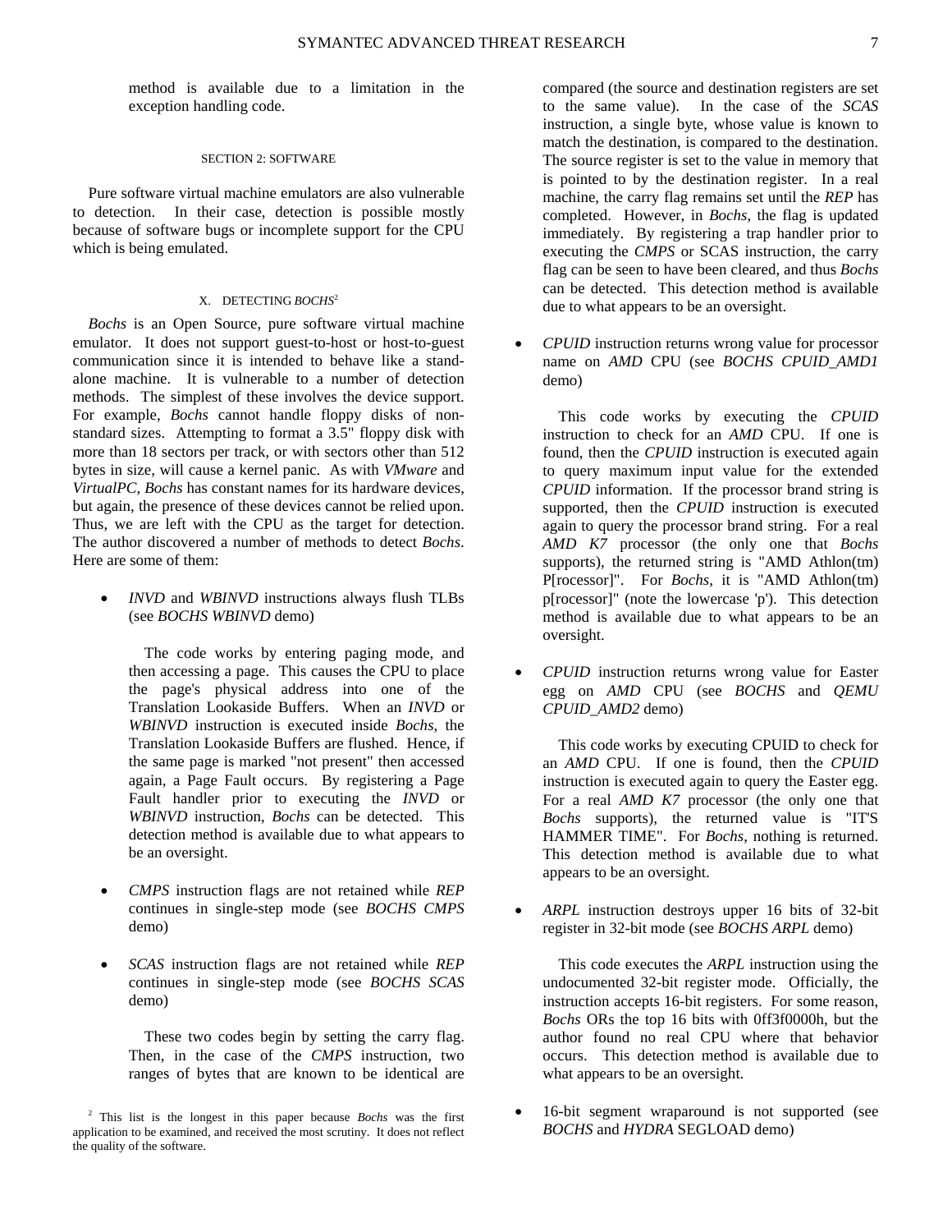method is available due to a limitation in the exception handling code.

## SECTION 2: SOFTWARE

Pure software virtual machine emulators are also vulnerable to detection. In their case, detection is possible mostly because of software bugs or incomplete support for the CPU which is being emulated.

### X. DETECTING *BOCHS*[2]

*Bochs* is an Open Source, pure software virtual machine emulator. It does not support guest-to-host or host-to-guest communication since it is intended to behave like a stand-alone machine. It is vulnerable to a number of detection methods. The simplest of these involves the device support. For example, *Bochs* cannot handle floppy disks of non-standard sizes. Attempting to format a 3.5" floppy disk with more than 18 sectors per track, or with sectors other than 512 bytes in size, will cause a kernel panic. As with *VMware* and *VirtualPC*, *Bochs* has constant names for its hardware devices, but again, the presence of these devices cannot be relied upon. Thus, we are left with the CPU as the target for detection. The author discovered a number of methods to detect *Bochs*. Here are some of them:

- *INVD* and *WBINVD* instructions always flush TLBs (see *BOCHS WBINVD* demo)

  The code works by entering paging mode, and then accessing a page. This causes the CPU to place the page's physical address into one of the Translation Lookaside Buffers. When an *INVD* or *WBINVD* instruction is executed inside *Bochs*, the Translation Lookaside Buffers are flushed. Hence, if the same page is marked "not present" then accessed again, a Page Fault occurs. By registering a Page Fault handler prior to executing the *INVD* or *WBINVD* instruction, *Bochs* can be detected. This detection method is available due to what appears to be an oversight.

- *CMPS* instruction flags are not retained while *REP* continues in single-step mode (see *BOCHS CMPS* demo)

- *SCAS* instruction flags are not retained while *REP* continues in single-step mode (see *BOCHS SCAS* demo)

  These two codes begin by setting the carry flag. Then, in the case of the *CMPS* instruction, two ranges of bytes that are known to be identical are compared (the source and destination registers are set to the same value). In the case of the *SCAS* instruction, a single byte, whose value is known to match the destination, is compared to the destination. The source register is set to the value in memory that is pointed to by the destination register. In a real machine, the carry flag remains set until the *REP* has completed. However, in *Bochs*, the flag is updated immediately. By registering a trap handler prior to executing the *CMPS* or SCAS instruction, the carry flag can be seen to have been cleared, and thus *Bochs* can be detected. This detection method is available due to what appears to be an oversight.

- *CPUID* instruction returns wrong value for processor name on *AMD* CPU (see *BOCHS CPUID_AMD1* demo)

  This code works by executing the *CPUID* instruction to check for an *AMD* CPU. If one is found, then the *CPUID* instruction is executed again to query maximum input value for the extended *CPUID* information. If the processor brand string is supported, then the *CPUID* instruction is executed again to query the processor brand string. For a real *AMD K7* processor (the only one that *Bochs* supports), the returned string is "AMD Athlon(tm) P[rocessor]". For *Bochs*, it is "AMD Athlon(tm) p[rocessor]" (note the lowercase 'p'). This detection method is available due to what appears to be an oversight.

- *CPUID* instruction returns wrong value for Easter egg on *AMD* CPU (see *BOCHS* and *QEMU CPUID_AMD2* demo)

  This code works by executing CPUID to check for an *AMD* CPU. If one is found, then the *CPUID* instruction is executed again to query the Easter egg. For a real *AMD K7* processor (the only one that *Bochs* supports), the returned value is "IT'S HAMMER TIME". For *Bochs*, nothing is returned. This detection method is available due to what appears to be an oversight.

- *ARPL* instruction destroys upper 16 bits of 32-bit register in 32-bit mode (see *BOCHS ARPL* demo)

  This code executes the *ARPL* instruction using the undocumented 32-bit register mode. Officially, the instruction accepts 16-bit registers. For some reason, *Bochs* ORs the top 16 bits with 0ff3f0000h, but the author found no real CPU where that behavior occurs. This detection method is available due to what appears to be an oversight.

- 16-bit segment wraparound is not supported (see *BOCHS* and *HYDRA* SEGLOAD demo)

---

[2] This list is the longest in this paper because *Bochs* was the first application to be examined, and received the most scrutiny. It does not reflect the quality of the software.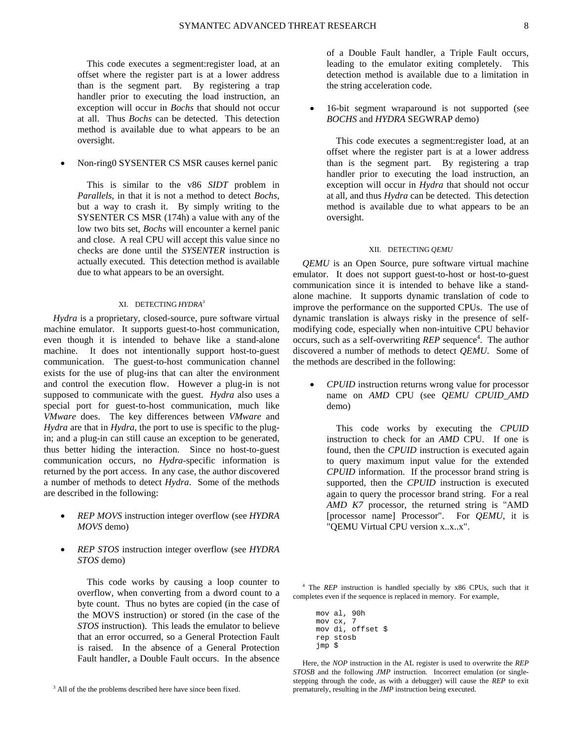This code executes a segment:register load, at an offset where the register part is at a lower address than is the segment part. By registering a trap handler prior to executing the load instruction, an exception will occur in *Bochs* that should not occur at all. Thus *Bochs* can be detected. This detection method is available due to what appears to be an oversight.

- Non-ring0 SYSENTER CS MSR causes kernel panic

  This is similar to the v86 *SIDT* problem in *Parallels*, in that it is not a method to detect *Bochs*, but a way to crash it. By simply writing to the SYSENTER CS MSR (174h) a value with any of the low two bits set, *Bochs* will encounter a kernel panic and close. A real CPU will accept this value since no checks are done until the *SYSENTER* instruction is actually executed. This detection method is available due to what appears to be an oversight.

## XI. Detecting *Hydra*[3]

*Hydra* is a proprietary, closed-source, pure software virtual machine emulator. It supports guest-to-host communication, even though it is intended to behave like a stand-alone machine. It does not intentionally support host-to-guest communication. The guest-to-host communication channel exists for the use of plug-ins that can alter the environment and control the execution flow. However a plug-in is not supposed to communicate with the guest. *Hydra* also uses a special port for guest-to-host communication, much like *VMware* does. The key differences between *VMware* and *Hydra* are that in *Hydra*, the port to use is specific to the plug-in; and a plug-in can still cause an exception to be generated, thus better hiding the interaction. Since no host-to-guest communication occurs, no *Hydra*-specific information is returned by the port access. In any case, the author discovered a number of methods to detect *Hydra*. Some of the methods are described in the following:

- *REP MOVS* instruction integer overflow (see *HYDRA MOVS* demo)

- *REP STOS* instruction integer overflow (see *HYDRA STOS* demo)

  This code works by causing a loop counter to overflow, when converting from a dword count to a byte count. Thus no bytes are copied (in the case of the MOVS instruction) or stored (in the case of the *STOS* instruction). This leads the emulator to believe that an error occurred, so a General Protection Fault is raised. In the absence of a General Protection Fault handler, a Double Fault occurs. In the absence of a Double Fault handler, a Triple Fault occurs, leading to the emulator exiting completely. This detection method is available due to a limitation in the string acceleration code.

- 16-bit segment wraparound is not supported (see *BOCHS* and *HYDRA* SEGWRAP demo)

  This code executes a segment:register load, at an offset where the register part is at a lower address than is the segment part. By registering a trap handler prior to executing the load instruction, an exception will occur in *Hydra* that should not occur at all, and thus *Hydra* can be detected. This detection method is available due to what appears to be an oversight.

## XII. Detecting *QEMU*

*QEMU* is an Open Source, pure software virtual machine emulator. It does not support guest-to-host or host-to-guest communication since it is intended to behave like a stand-alone machine. It supports dynamic translation of code to improve the performance on the supported CPUs. The use of dynamic translation is always risky in the presence of self-modifying code, especially when non-intuitive CPU behavior occurs, such as a self-overwriting *REP* sequence[4]. The author discovered a number of methods to detect *QEMU*. Some of the methods are described in the following:

- *CPUID* instruction returns wrong value for processor name on *AMD* CPU (see *QEMU CPUID_AMD* demo)

  This code works by executing the *CPUID* instruction to check for an *AMD* CPU. If one is found, then the *CPUID* instruction is executed again to query maximum input value for the extended *CPUID* information. If the processor brand string is supported, then the *CPUID* instruction is executed again to query the processor brand string. For a real *AMD K7* processor, the returned string is "AMD [processor name] Processor". For *QEMU*, it is "QEMU Virtual CPU version x..x..x".

---

[3] All of the the problems described here have since been fixed.

[4] The *REP* instruction is handled specially by x86 CPUs, such that it completes even if the sequence is replaced in memory. For example,

```
mov al, 90h
mov cx, 7
mov di, offset $
rep stosb
jmp $
```

Here, the *NOP* instruction in the AL register is used to overwrite the *REP STOSB* and the following *JMP* instruction. Incorrect emulation (or single-stepping through the code, as with a debugger) will cause the *REP* to exit prematurely, resulting in the *JMP* instruction being executed.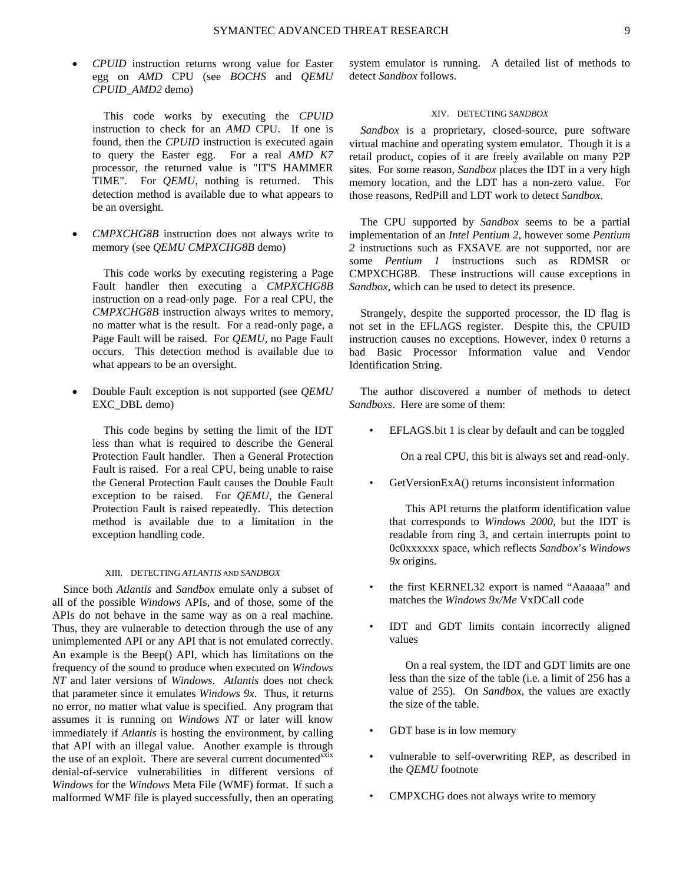- *CPUID* instruction returns wrong value for Easter egg on *AMD* CPU (see *BOCHS* and *QEMU CPUID_AMD2* demo)

  This code works by executing the *CPUID* instruction to check for an *AMD* CPU. If one is found, then the *CPUID* instruction is executed again to query the Easter egg. For a real *AMD K7* processor, the returned value is "IT'S HAMMER TIME". For *QEMU*, nothing is returned. This detection method is available due to what appears to be an oversight.

- *CMPXCHG8B* instruction does not always write to memory (see *QEMU CMPXCHG8B* demo)

  This code works by executing registering a Page Fault handler then executing a *CMPXCHG8B* instruction on a read-only page. For a real CPU, the *CMPXCHG8B* instruction always writes to memory, no matter what is the result. For a read-only page, a Page Fault will be raised. For *QEMU*, no Page Fault occurs. This detection method is available due to what appears to be an oversight.

- Double Fault exception is not supported (see *QEMU* EXC_DBL demo)

  This code begins by setting the limit of the IDT less than what is required to describe the General Protection Fault handler. Then a General Protection Fault is raised. For a real CPU, being unable to raise the General Protection Fault causes the Double Fault exception to be raised. For *QEMU*, the General Protection Fault is raised repeatedly. This detection method is available due to a limitation in the exception handling code.

## XIII. Detecting *Atlantis* and *Sandbox*

Since both *Atlantis* and *Sandbox* emulate only a subset of all of the possible *Windows* APIs, and of those, some of the APIs do not behave in the same way as on a real machine. Thus, they are vulnerable to detection through the use of any unimplemented API or any API that is not emulated correctly. An example is the Beep() API, which has limitations on the frequency of the sound to produce when executed on *Windows NT* and later versions of *Windows*. *Atlantis* does not check that parameter since it emulates *Windows 9x*. Thus, it returns no error, no matter what value is specified. Any program that assumes it is running on *Windows NT* or later will know immediately if *Atlantis* is hosting the environment, by calling that API with an illegal value. Another example is through the use of an exploit. There are several current documented[xxix] denial-of-service vulnerabilities in different versions of *Windows* for the *Windows* Meta File (WMF) format. If such a malformed WMF file is played successfully, then an operating system emulator is running. A detailed list of methods to detect *Sandbox* follows.

## XIV. Detecting *Sandbox*

*Sandbox* is a proprietary, closed-source, pure software virtual machine and operating system emulator. Though it is a retail product, copies of it are freely available on many P2P sites. For some reason, *Sandbox* places the IDT in a very high memory location, and the LDT has a non-zero value. For those reasons, RedPill and LDT work to detect *Sandbox*.

The CPU supported by *Sandbox* seems to be a partial implementation of an *Intel Pentium 2*, however some *Pentium 2* instructions such as FXSAVE are not supported, nor are some *Pentium 1* instructions such as RDMSR or CMPXCHG8B. These instructions will cause exceptions in *Sandbox*, which can be used to detect its presence.

Strangely, despite the supported processor, the ID flag is not set in the EFLAGS register. Despite this, the CPUID instruction causes no exceptions. However, index 0 returns a bad Basic Processor Information value and Vendor Identification String.

The author discovered a number of methods to detect *Sandboxs*. Here are some of them:

- EFLAGS.bit 1 is clear by default and can be toggled

  On a real CPU, this bit is always set and read-only.

- GetVersionExA() returns inconsistent information

  This API returns the platform identification value that corresponds to *Windows 2000*, but the IDT is readable from ring 3, and certain interrupts point to 0c0xxxxxx space, which reflects *Sandbox*'s *Windows 9x* origins.

- the first KERNEL32 export is named "Aaaaaa" and matches the *Windows 9x/Me* VxDCall code

- IDT and GDT limits contain incorrectly aligned values

  On a real system, the IDT and GDT limits are one less than the size of the table (i.e. a limit of 256 has a value of 255). On *Sandbox*, the values are exactly the size of the table.

- GDT base is in low memory

- vulnerable to self-overwriting REP, as described in the *QEMU* footnote

- CMPXCHG does not always write to memory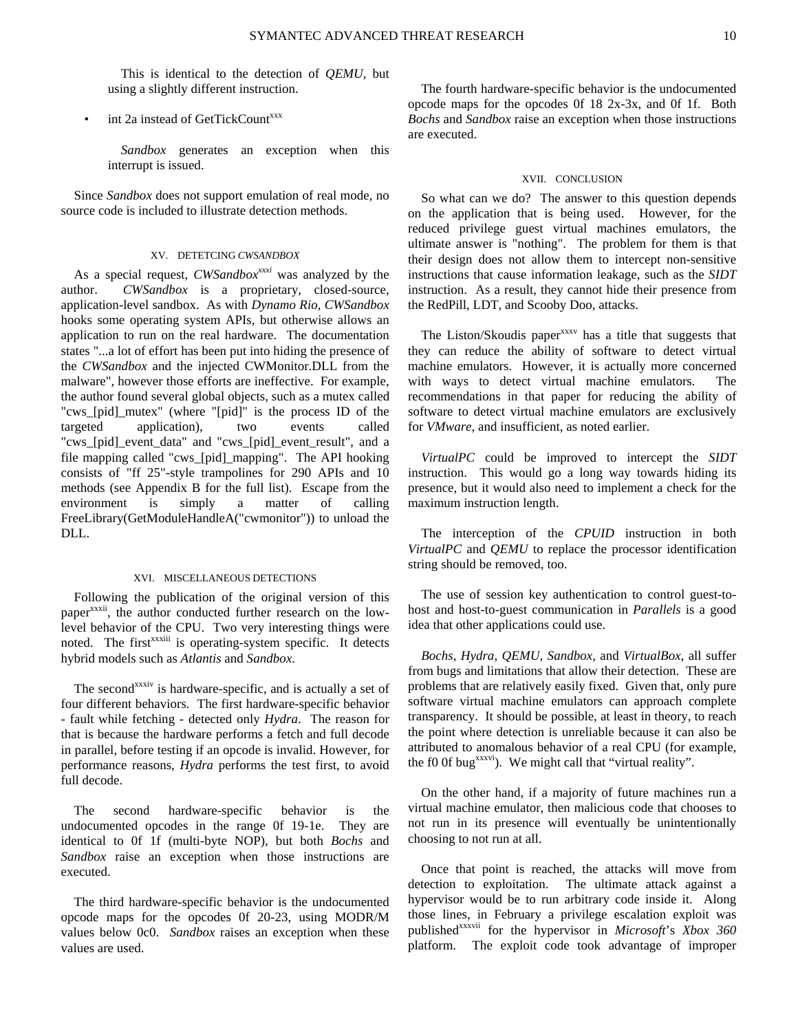This is identical to the detection of *QEMU*, but using a slightly different instruction.

- int 2a instead of GetTickCount[xxx]

  *Sandbox* generates an exception when this interrupt is issued.

Since *Sandbox* does not support emulation of real mode, no source code is included to illustrate detection methods.

## XV. DETETCING *CWSANDBOX*

As a special request, *CWSandbox*[xxxi] was analyzed by the author. *CWSandbox* is a proprietary, closed-source, application-level sandbox. As with *Dynamo Rio*, *CWSandbox* hooks some operating system APIs, but otherwise allows an application to run on the real hardware. The documentation states "...a lot of effort has been put into hiding the presence of the *CWSandbox* and the injected CWMonitor.DLL from the malware", however those efforts are ineffective. For example, the author found several global objects, such as a mutex called "cws_[pid]_mutex" (where "[pid]" is the process ID of the targeted application), two events called "cws_[pid]_event_data" and "cws_[pid]_event_result", and a file mapping called "cws_[pid]_mapping". The API hooking consists of "ff 25"-style trampolines for 290 APIs and 10 methods (see Appendix B for the full list). Escape from the environment is simply a matter of calling FreeLibrary(GetModuleHandleA("cwmonitor")) to unload the DLL.

## XVI. MISCELLANEOUS DETECTIONS

Following the publication of the original version of this paper[xxxii], the author conducted further research on the low-level behavior of the CPU. Two very interesting things were noted. The first[xxxiii] is operating-system specific. It detects hybrid models such as *Atlantis* and *Sandbox*.

The second[xxxiv] is hardware-specific, and is actually a set of four different behaviors. The first hardware-specific behavior - fault while fetching - detected only *Hydra*. The reason for that is because the hardware performs a fetch and full decode in parallel, before testing if an opcode is invalid. However, for performance reasons, *Hydra* performs the test first, to avoid full decode.

The second hardware-specific behavior is the undocumented opcodes in the range 0f 19-1e. They are identical to 0f 1f (multi-byte NOP), but both *Bochs* and *Sandbox* raise an exception when those instructions are executed.

The third hardware-specific behavior is the undocumented opcode maps for the opcodes 0f 20-23, using MODR/M values below 0c0. *Sandbox* raises an exception when these values are used.

The fourth hardware-specific behavior is the undocumented opcode maps for the opcodes 0f 18 2x-3x, and 0f 1f. Both *Bochs* and *Sandbox* raise an exception when those instructions are executed.

## XVII. CONCLUSION

So what can we do? The answer to this question depends on the application that is being used. However, for the reduced privilege guest virtual machines emulators, the ultimate answer is "nothing". The problem for them is that their design does not allow them to intercept non-sensitive instructions that cause information leakage, such as the *SIDT* instruction. As a result, they cannot hide their presence from the RedPill, LDT, and Scooby Doo, attacks.

The Liston/Skoudis paper[xxxv] has a title that suggests that they can reduce the ability of software to detect virtual machine emulators. However, it is actually more concerned with ways to detect virtual machine emulators. The recommendations in that paper for reducing the ability of software to detect virtual machine emulators are exclusively for *VMware*, and insufficient, as noted earlier.

*VirtualPC* could be improved to intercept the *SIDT* instruction. This would go a long way towards hiding its presence, but it would also need to implement a check for the maximum instruction length.

The interception of the *CPUID* instruction in both *VirtualPC* and *QEMU* to replace the processor identification string should be removed, too.

The use of session key authentication to control guest-to-host and host-to-guest communication in *Parallels* is a good idea that other applications could use.

*Bochs*, *Hydra*, *QEMU*, *Sandbox*, and *VirtualBox*, all suffer from bugs and limitations that allow their detection. These are problems that are relatively easily fixed. Given that, only pure software virtual machine emulators can approach complete transparency. It should be possible, at least in theory, to reach the point where detection is unreliable because it can also be attributed to anomalous behavior of a real CPU (for example, the f0 0f bug[xxxvi]). We might call that "virtual reality".

On the other hand, if a majority of future machines run a virtual machine emulator, then malicious code that chooses to not run in its presence will eventually be unintentionally choosing to not run at all.

Once that point is reached, the attacks will move from detection to exploitation. The ultimate attack against a hypervisor would be to run arbitrary code inside it. Along those lines, in February a privilege escalation exploit was published[xxxvii] for the hypervisor in *Microsoft*'s *Xbox 360* platform. The exploit code took advantage of improper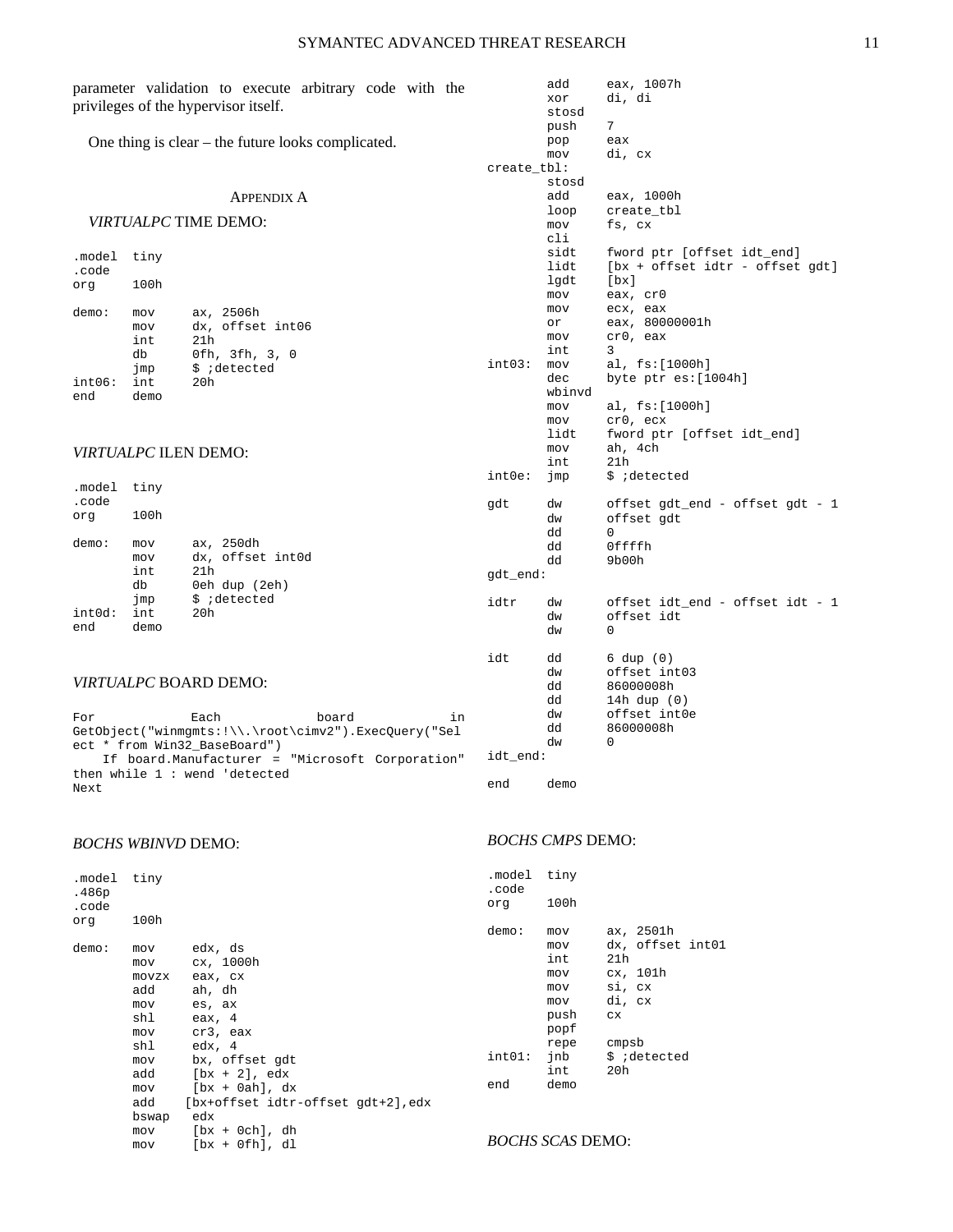parameter validation to execute arbitrary code with the privileges of the hypervisor itself.

One thing is clear – the future looks complicated.

## APPENDIX A

*VIRTUALPC* TIME DEMO:

```
.model  tiny
.code
org     100h

demo:   mov     ax, 2506h
        mov     dx, offset int06
        int     21h
        db      0fh, 3fh, 3, 0
        jmp     $ ;detected
int06:  int     20h
end     demo
```

*VIRTUALPC* ILEN DEMO:

```
.model  tiny
.code
org     100h

demo:   mov     ax, 250dh
        mov     dx, offset int0d
        int     21h
        db      0eh dup (2eh)
        jmp     $ ;detected
int0d:  int     20h
end     demo
```

*VIRTUALPC* BOARD DEMO:

```
For Each board in GetObject("winmgmts:!\\.\root\cimv2").ExecQuery("Select * from Win32_BaseBoard")
    If board.Manufacturer = "Microsoft Corporation" then while 1 : wend 'detected
Next
```

*BOCHS WBINVD* DEMO:

```
.model  tiny
.486p
.code
org     100h

demo:   mov     edx, ds
        mov     cx, 1000h
        movzx   eax, cx
        add     ah, dh
        mov     es, ax
        shl     eax, 4
        mov     cr3, eax
        shl     edx, 4
        mov     bx, offset gdt
        add     [bx + 2], edx
        mov     [bx + 0ah], dx
        add    [bx+offset idtr-offset gdt+2],edx
        bswap   edx
        mov     [bx + 0ch], dh
        mov     [bx + 0fh], dl
        add     eax, 1007h
        xor     di, di
        stosd
        push    7
        pop     eax
        mov     di, cx
create_tbl:
        stosd
        add     eax, 1000h
        loop    create_tbl
        mov     fs, cx
        cli
        sidt    fword ptr [offset idt_end]
        lidt    [bx + offset idtr - offset gdt]
        lgdt    [bx]
        mov     eax, cr0
        mov     ecx, eax
        or      eax, 80000001h
        mov     cr0, eax
        int     3
int03:  mov     al, fs:[1000h]
        dec     byte ptr es:[1004h]
        wbinvd
        mov     al, fs:[1000h]
        mov     cr0, ecx
        lidt    fword ptr [offset idt_end]
        mov     ah, 4ch
        int     21h
int0e:  jmp     $ ;detected

gdt     dw      offset gdt_end - offset gdt - 1
        dw      offset gdt
        dd      0
        dd      0ffffh
        dd      9b00h
gdt_end:

idtr    dw      offset idt_end - offset idt - 1
        dw      offset idt
        dw      0

idt     dd      6 dup (0)
        dw      offset int03
        dd      86000008h
        dd      14h dup (0)
        dw      offset int0e
        dd      86000008h
        dw      0
idt_end:

end     demo
```

*BOCHS CMPS* DEMO:

```
.model  tiny
.code
org     100h

demo:   mov     ax, 2501h
        mov     dx, offset int01
        int     21h
        mov     cx, 101h
        mov     si, cx
        mov     di, cx
        push    cx
        popf
        repe    cmpsb
int01:  jnb     $ ;detected
        int     20h
end     demo
```

*BOCHS SCAS* DEMO: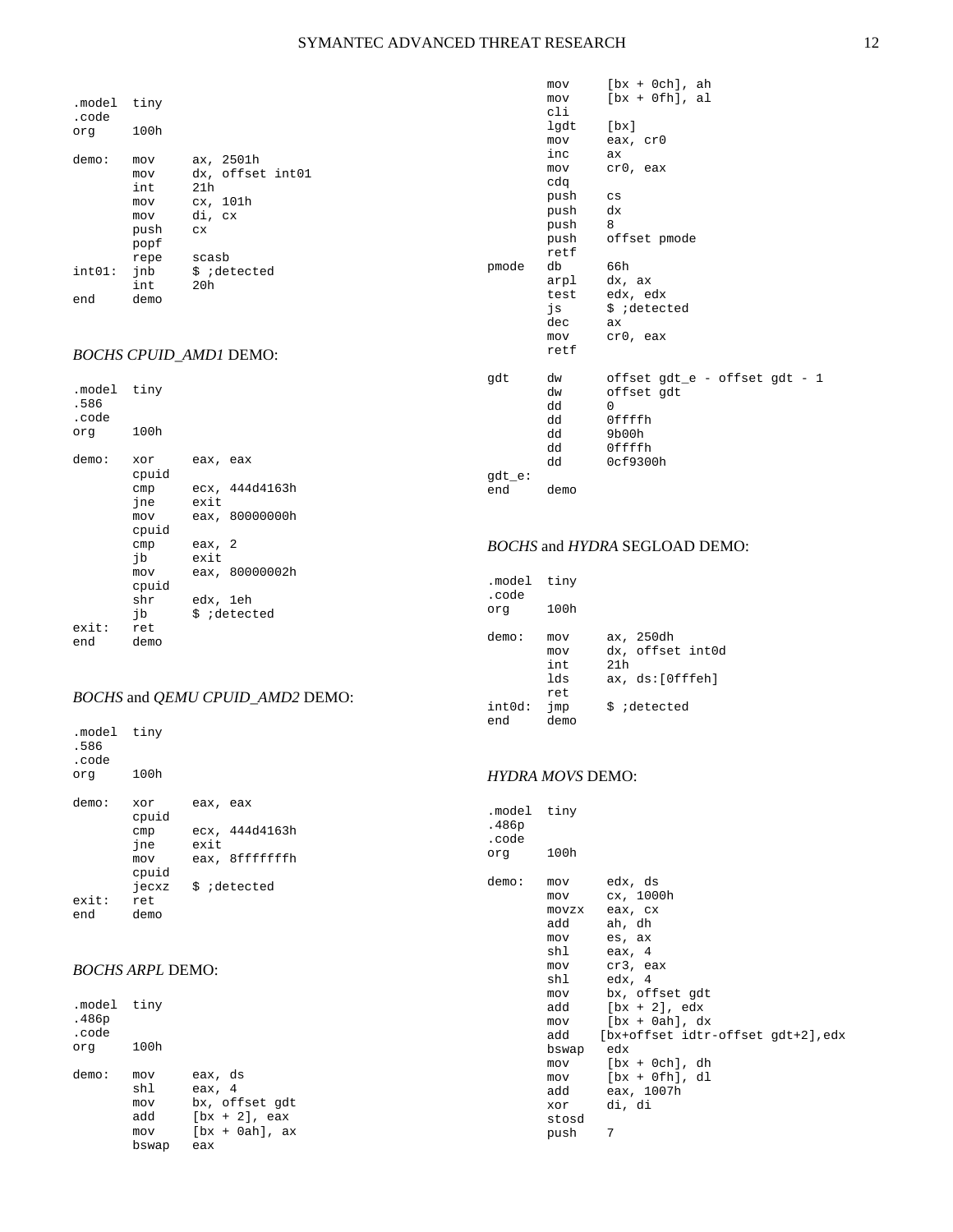```
.model  tiny
.code
org     100h

demo:   mov     ax, 2501h
        mov     dx, offset int01
        int     21h
        mov     cx, 101h
        mov     di, cx
        push    cx
        popf
        repe    scasb
int01:  jnb     $ ;detected
        int     20h
end     demo
```

*BOCHS CPUID_AMD1* DEMO:

```
.model  tiny
.586
.code
org     100h

demo:   xor     eax, eax
        cpuid
        cmp     ecx, 444d4163h
        jne     exit
        mov     eax, 80000000h
        cpuid
        cmp     eax, 2
        jb      exit
        mov     eax, 80000002h
        cpuid
        shr     edx, 1eh
        jb      $ ;detected
exit:   ret
end     demo
```

*BOCHS* and *QEMU CPUID_AMD2* DEMO:

```
.model  tiny
.586
.code
org     100h

demo:   xor     eax, eax
        cpuid
        cmp     ecx, 444d4163h
        jne     exit
        mov     eax, 8fffffffh
        cpuid
        jecxz   $ ;detected
exit:   ret
end     demo
```

*BOCHS ARPL* DEMO:

```
.model  tiny
.486p
.code
org     100h

demo:   mov     eax, ds
        shl     eax, 4
        mov     bx, offset gdt
        add     [bx + 2], eax
        mov     [bx + 0ah], ax
        bswap   eax
        mov     [bx + 0ch], ah
        mov     [bx + 0fh], al
        cli
        lgdt    [bx]
        mov     eax, cr0
        inc     ax
        mov     cr0, eax
        cdq
        push    cs
        push    dx
        push    8
        push    offset pmode
        retf
pmode   db      66h
        arpl    dx, ax
        test    edx, edx
        js      $ ;detected
        dec     ax
        mov     cr0, eax
        retf

gdt     dw      offset gdt_e - offset gdt - 1
        dw      offset gdt
        dd      0
        dd      0ffffh
        dd      9b00h
        dd      0ffffh
        dd      0cf9300h
gdt_e:
end     demo
```

*BOCHS* and *HYDRA* SEGLOAD DEMO:

```
.model  tiny
.code
org     100h

demo:   mov     ax, 250dh
        mov     dx, offset int0d
        int     21h
        lds     ax, ds:[0fffeh]
        ret
int0d:  jmp     $ ;detected
end     demo
```

*HYDRA MOVS* DEMO:

```
.model  tiny
.486p
.code
org     100h

demo:   mov     edx, ds
        mov     cx, 1000h
        movzx   eax, cx
        add     ah, dh
        mov     es, ax
        shl     eax, 4
        mov     cr3, eax
        shl     edx, 4
        mov     bx, offset gdt
        add     [bx + 2], edx
        mov     [bx + 0ah], dx
        add    [bx+offset idtr-offset gdt+2],edx
        bswap   edx
        mov     [bx + 0ch], dh
        mov     [bx + 0fh], dl
        add     eax, 1007h
        xor     di, di
        stosd
        push    7
```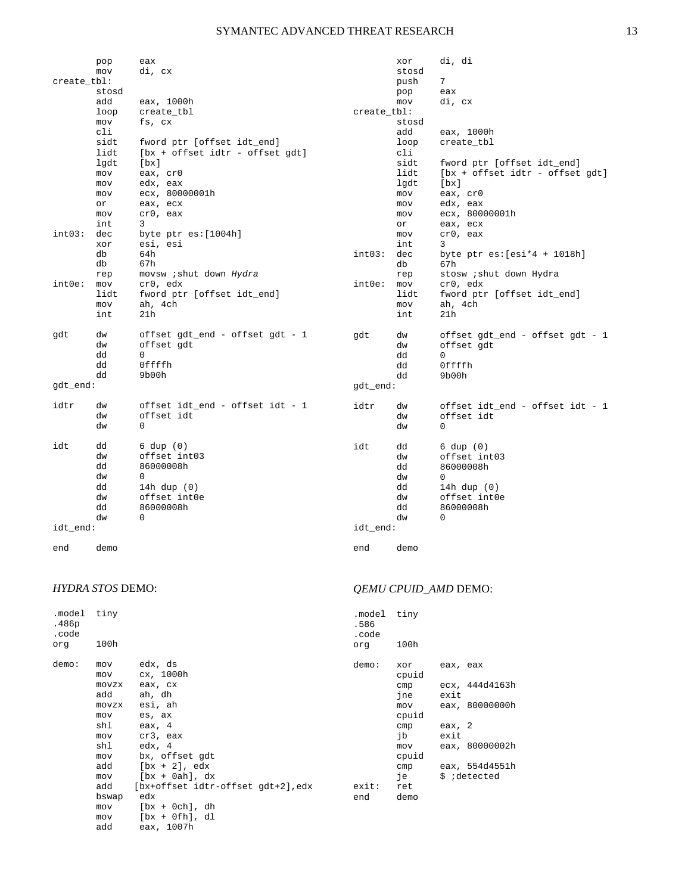```
        pop     eax
        mov     di, cx
create_tbl:
        stosd
        add     eax, 1000h
        loop    create_tbl
        mov     fs, cx
        cli
        sidt    fword ptr [offset idt_end]
        lidt    [bx + offset idtr - offset gdt]
        lgdt    [bx]
        mov     eax, cr0
        mov     edx, eax
        mov     ecx, 80000001h
        or      eax, ecx
        mov     cr0, eax
        int     3
int03:  dec     byte ptr es:[1004h]
        xor     esi, esi
        db      64h
        db      67h
        rep     movsw ;shut down Hydra
int0e:  mov     cr0, edx
        lidt    fword ptr [offset idt_end]
        mov     ah, 4ch
        int     21h

gdt     dw      offset gdt_end - offset gdt - 1
        dw      offset gdt
        dd      0
        dd      0ffffh
        dd      9b00h
gdt_end:

idtr    dw      offset idt_end - offset idt - 1
        dw      offset idt
        dw      0

idt     dd      6 dup (0)
        dw      offset int03
        dd      86000008h
        dw      0
        dd      14h dup (0)
        dw      offset int0e
        dd      86000008h
        dw      0
idt_end:

end     demo
```

*HYDRA STOS* DEMO:

```
.model  tiny
.486p
.code
org     100h

demo:   mov     edx, ds
        mov     cx, 1000h
        movzx   eax, cx
        add     ah, dh
        movzx   esi, ah
        mov     es, ax
        shl     eax, 4
        mov     cr3, eax
        shl     edx, 4
        mov     bx, offset gdt
        add     [bx + 2], edx
        mov     [bx + 0ah], dx
        add     [bx+offset idtr-offset gdt+2],edx
        bswap   edx
        mov     [bx + 0ch], dh
        mov     [bx + 0fh], dl
        add     eax, 1007h
        xor     di, di
        stosd
        push    7
        pop     eax
        mov     di, cx
create_tbl:
        stosd
        add     eax, 1000h
        loop    create_tbl
        cli
        sidt    fword ptr [offset idt_end]
        lidt    [bx + offset idtr - offset gdt]
        lgdt    [bx]
        mov     eax, cr0
        mov     edx, eax
        mov     ecx, 80000001h
        or      eax, ecx
        mov     cr0, eax
        int     3
int03:  dec     byte ptr es:[esi*4 + 1018h]
        db      67h
        rep     stosw ;shut down Hydra
int0e:  mov     cr0, edx
        lidt    fword ptr [offset idt_end]
        mov     ah, 4ch
        int     21h

gdt     dw      offset gdt_end - offset gdt - 1
        dw      offset gdt
        dd      0
        dd      0ffffh
        dd      9b00h
gdt_end:

idtr    dw      offset idt_end - offset idt - 1
        dw      offset idt
        dw      0

idt     dd      6 dup (0)
        dw      offset int03
        dd      86000008h
        dw      0
        dd      14h dup (0)
        dw      offset int0e
        dd      86000008h
        dw      0
idt_end:

end     demo
```

*QEMU CPUID_AMD* DEMO:

```
.model  tiny
.586
.code
org     100h

demo:   xor     eax, eax
        cpuid
        cmp     ecx, 444d4163h
        jne     exit
        mov     eax, 80000000h
        cpuid
        cmp     eax, 2
        jb      exit
        mov     eax, 80000002h
        cpuid
        cmp     eax, 554d4551h
        je      $ ;detected
exit:   ret
end     demo
```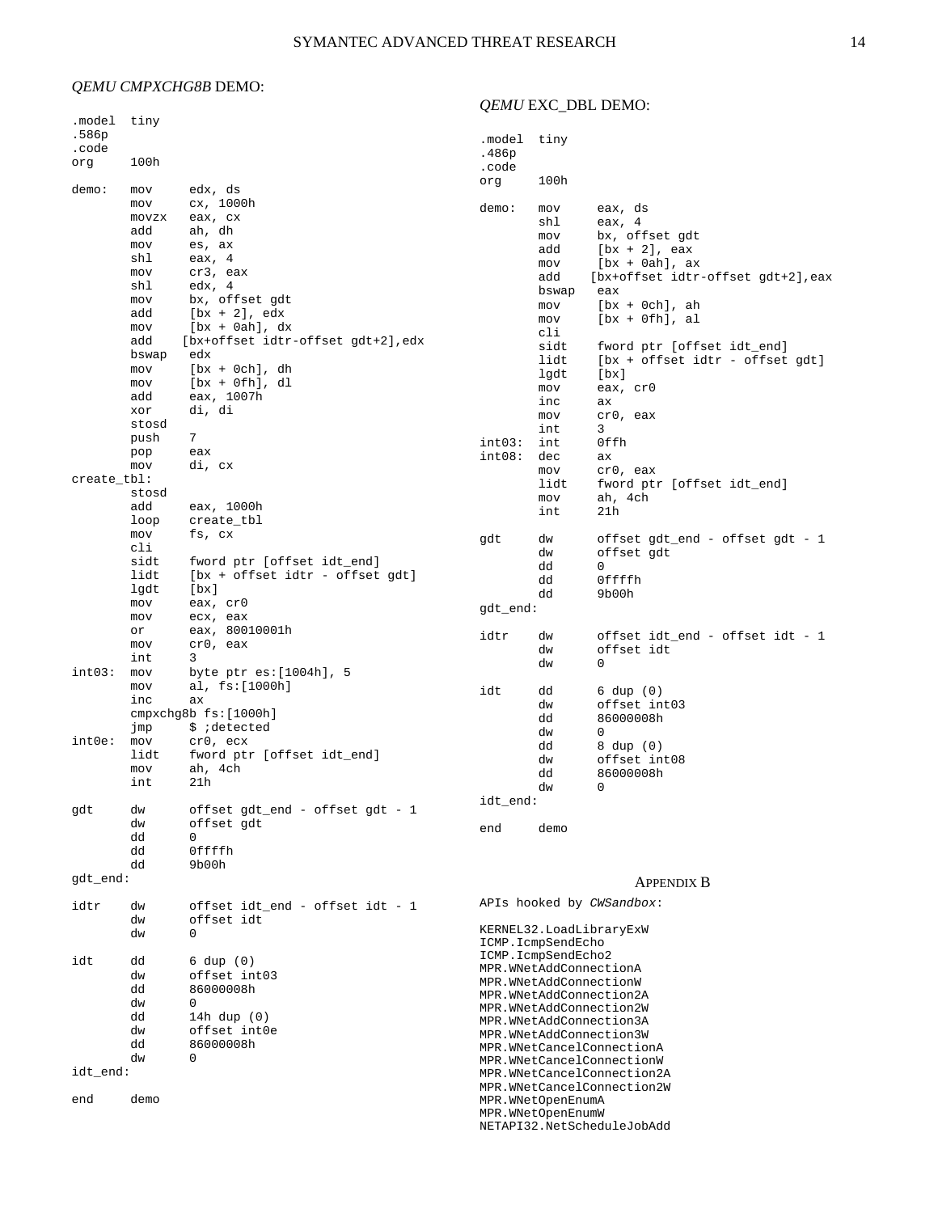*QEMU CMPXCHG8B* DEMO:

```
.model  tiny
.586p
.code
org     100h

demo:   mov     edx, ds
        mov     cx, 1000h
        movzx   eax, cx
        add     ah, dh
        mov     es, ax
        shl     eax, 4
        mov     cr3, eax
        shl     edx, 4
        mov     bx, offset gdt
        add     [bx + 2], edx
        mov     [bx + 0ah], dx
        add    [bx+offset idtr-offset gdt+2],edx
        bswap   edx
        mov     [bx + 0ch], dh
        mov     [bx + 0fh], dl
        add     eax, 1007h
        xor     di, di
        stosd
        push    7
        pop     eax
        mov     di, cx
create_tbl:
        stosd
        add     eax, 1000h
        loop    create_tbl
        mov     fs, cx
        cli
        sidt    fword ptr [offset idt_end]
        lidt    [bx + offset idtr - offset gdt]
        lgdt    [bx]
        mov     eax, cr0
        mov     ecx, eax
        or      eax, 80010001h
        mov     cr0, eax
        int     3
int03:  mov     byte ptr es:[1004h], 5
        mov     al, fs:[1000h]
        inc     ax
        cmpxchg8b fs:[1000h]
        jmp     $ ;detected
int0e:  mov     cr0, ecx
        lidt    fword ptr [offset idt_end]
        mov     ah, 4ch
        int     21h

gdt     dw      offset gdt_end - offset gdt - 1
        dw      offset gdt
        dd      0
        dd      0ffffh
        dd      9b00h
gdt_end:

idtr    dw      offset idt_end - offset idt - 1
        dw      offset idt
        dw      0

idt     dd      6 dup (0)
        dw      offset int03
        dd      86000008h
        dw      0
        dd      14h dup (0)
        dw      offset int0e
        dd      86000008h
        dw      0
idt_end:

end     demo
```

*QEMU* EXC_DBL DEMO:

```
.model  tiny
.486p
.code
org     100h

demo:   mov     eax, ds
        shl     eax, 4
        mov     bx, offset gdt
        add     [bx + 2], eax
        mov     [bx + 0ah], ax
        add    [bx+offset idtr-offset gdt+2],eax
        bswap   eax
        mov     [bx + 0ch], ah
        mov     [bx + 0fh], al
        cli
        sidt    fword ptr [offset idt_end]
        lidt    [bx + offset idtr - offset gdt]
        lgdt    [bx]
        mov     eax, cr0
        inc     ax
        mov     cr0, eax
        int     3
int03:  int     0ffh
int08:  dec     ax
        mov     cr0, eax
        lidt    fword ptr [offset idt_end]
        mov     ah, 4ch
        int     21h

gdt     dw      offset gdt_end - offset gdt - 1
        dw      offset gdt
        dd      0
        dd      0ffffh
        dd      9b00h
gdt_end:

idtr    dw      offset idt_end - offset idt - 1
        dw      offset idt
        dw      0

idt     dd      6 dup (0)
        dw      offset int03
        dd      86000008h
        dw      0
        dd      8 dup (0)
        dw      offset int08
        dd      86000008h
        dw      0
idt_end:

end     demo
```

## Appendix B

APIs hooked by *CWSandbox*:

```
KERNEL32.LoadLibraryExW
ICMP.IcmpSendEcho
ICMP.IcmpSendEcho2
MPR.WNetAddConnectionA
MPR.WNetAddConnectionW
MPR.WNetAddConnection2A
MPR.WNetAddConnection2W
MPR.WNetAddConnection3A
MPR.WNetAddConnection3W
MPR.WNetCancelConnectionA
MPR.WNetCancelConnectionW
MPR.WNetCancelConnection2A
MPR.WNetCancelConnection2W
MPR.WNetOpenEnumA
MPR.WNetOpenEnumW
NETAPI32.NetScheduleJobAdd
```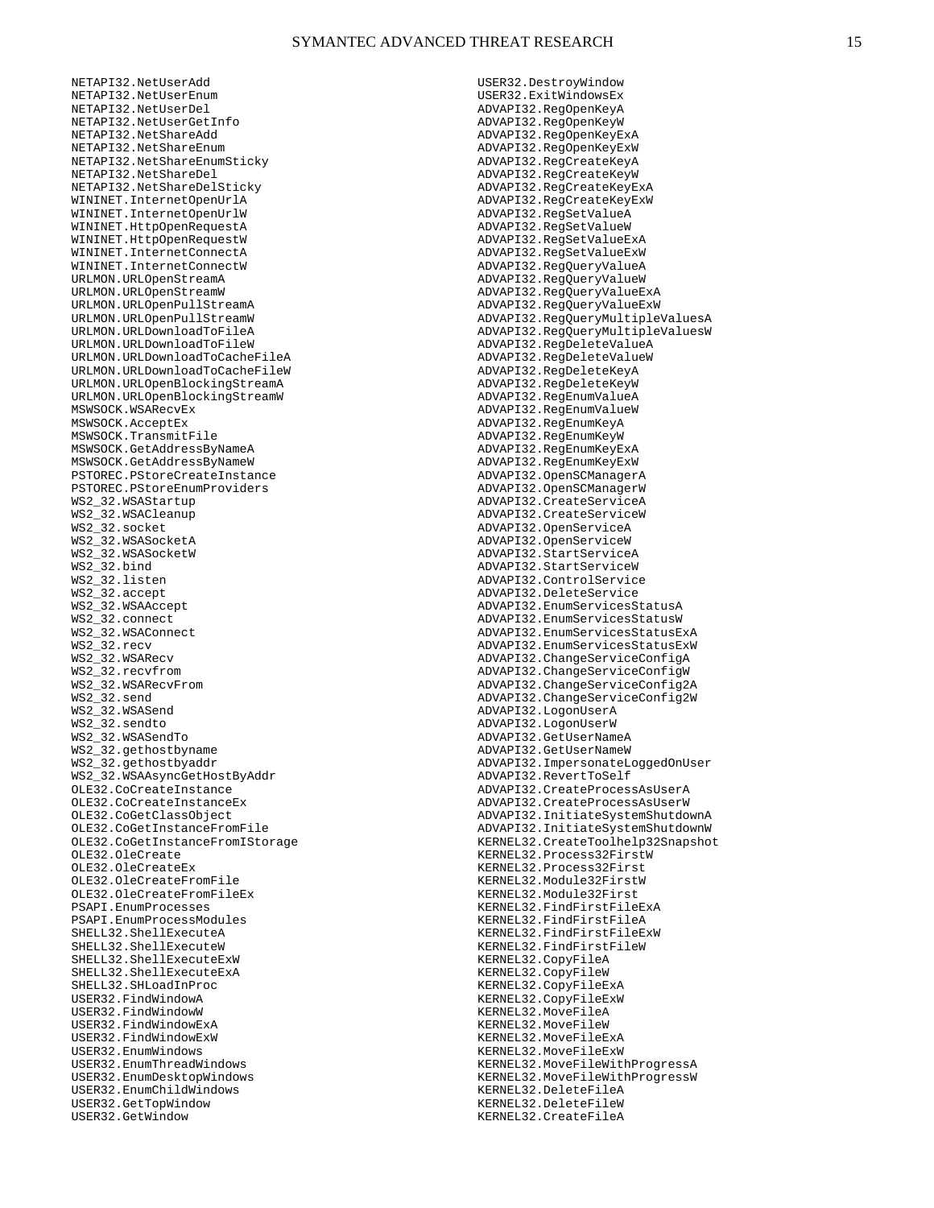```
NETAPI32.NetUserAdd
NETAPI32.NetUserEnum
NETAPI32.NetUserDel
NETAPI32.NetUserGetInfo
NETAPI32.NetShareAdd
NETAPI32.NetShareEnum
NETAPI32.NetShareEnumSticky
NETAPI32.NetShareDel
NETAPI32.NetShareDelSticky
WININET.InternetOpenUrlA
WININET.InternetOpenUrlW
WININET.HttpOpenRequestA
WININET.HttpOpenRequestW
WININET.InternetConnectA
WININET.InternetConnectW
URLMON.URLOpenStreamA
URLMON.URLOpenStreamW
URLMON.URLOpenPullStreamA
URLMON.URLOpenPullStreamW
URLMON.URLDownloadToFileA
URLMON.URLDownloadToFileW
URLMON.URLDownloadToCacheFileA
URLMON.URLDownloadToCacheFileW
URLMON.URLOpenBlockingStreamA
URLMON.URLOpenBlockingStreamW
MSWSOCK.WSARecvEx
MSWSOCK.AcceptEx
MSWSOCK.TransmitFile
MSWSOCK.GetAddressByNameA
MSWSOCK.GetAddressByNameW
PSTOREC.PStoreCreateInstance
PSTOREC.PStoreEnumProviders
WS2_32.WSAStartup
WS2_32.WSACleanup
WS2_32.socket
WS2_32.WSASocketA
WS2_32.WSASocketW
WS2_32.bind
WS2_32.listen
WS2_32.accept
WS2_32.WSAAccept
WS2_32.connect
WS2_32.WSAConnect
WS2_32.recv
WS2_32.WSARecv
WS2_32.recvfrom
WS2_32.WSARecvFrom
WS2_32.send
WS2_32.WSASend
WS2_32.sendto
WS2_32.WSASendTo
WS2_32.gethostbyname
WS2_32.gethostbyaddr
WS2_32.WSAAsyncGetHostByAddr
OLE32.CoCreateInstance
OLE32.CoCreateInstanceEx
OLE32.CoGetClassObject
OLE32.CoGetInstanceFromFile
OLE32.CoGetInstanceFromIStorage
OLE32.OleCreate
OLE32.OleCreateEx
OLE32.OleCreateFromFile
OLE32.OleCreateFromFileEx
PSAPI.EnumProcesses
PSAPI.EnumProcessModules
SHELL32.ShellExecuteA
SHELL32.ShellExecuteW
SHELL32.ShellExecuteExW
SHELL32.ShellExecuteExA
SHELL32.SHLoadInProc
USER32.FindWindowA
USER32.FindWindowW
USER32.FindWindowExA
USER32.FindWindowExW
USER32.EnumWindows
USER32.EnumThreadWindows
USER32.EnumDesktopWindows
USER32.EnumChildWindows
USER32.GetTopWindow
USER32.GetWindow
USER32.DestroyWindow
USER32.ExitWindowsEx
ADVAPI32.RegOpenKeyA
ADVAPI32.RegOpenKeyW
ADVAPI32.RegOpenKeyExA
ADVAPI32.RegOpenKeyExW
ADVAPI32.RegCreateKeyA
ADVAPI32.RegCreateKeyW
ADVAPI32.RegCreateKeyExA
ADVAPI32.RegCreateKeyExW
ADVAPI32.RegSetValueA
ADVAPI32.RegSetValueW
ADVAPI32.RegSetValueExA
ADVAPI32.RegSetValueExW
ADVAPI32.RegQueryValueA
ADVAPI32.RegQueryValueW
ADVAPI32.RegQueryValueExA
ADVAPI32.RegQueryValueExW
ADVAPI32.RegQueryMultipleValuesA
ADVAPI32.RegQueryMultipleValuesW
ADVAPI32.RegDeleteValueA
ADVAPI32.RegDeleteValueW
ADVAPI32.RegDeleteKeyA
ADVAPI32.RegDeleteKeyW
ADVAPI32.RegEnumValueA
ADVAPI32.RegEnumValueW
ADVAPI32.RegEnumKeyA
ADVAPI32.RegEnumKeyW
ADVAPI32.RegEnumKeyExA
ADVAPI32.RegEnumKeyExW
ADVAPI32.OpenSCManagerA
ADVAPI32.OpenSCManagerW
ADVAPI32.CreateServiceA
ADVAPI32.CreateServiceW
ADVAPI32.OpenServiceA
ADVAPI32.OpenServiceW
ADVAPI32.StartServiceA
ADVAPI32.StartServiceW
ADVAPI32.ControlService
ADVAPI32.DeleteService
ADVAPI32.EnumServicesStatusA
ADVAPI32.EnumServicesStatusW
ADVAPI32.EnumServicesStatusExA
ADVAPI32.EnumServicesStatusExW
ADVAPI32.ChangeServiceConfigA
ADVAPI32.ChangeServiceConfigW
ADVAPI32.ChangeServiceConfig2A
ADVAPI32.ChangeServiceConfig2W
ADVAPI32.LogonUserA
ADVAPI32.LogonUserW
ADVAPI32.GetUserNameA
ADVAPI32.GetUserNameW
ADVAPI32.ImpersonateLoggedOnUser
ADVAPI32.RevertToSelf
ADVAPI32.CreateProcessAsUserA
ADVAPI32.CreateProcessAsUserW
ADVAPI32.InitiateSystemShutdownA
ADVAPI32.InitiateSystemShutdownW
KERNEL32.CreateToolhelp32Snapshot
KERNEL32.Process32FirstW
KERNEL32.Process32First
KERNEL32.Module32FirstW
KERNEL32.Module32First
KERNEL32.FindFirstFileExA
KERNEL32.FindFirstFileA
KERNEL32.FindFirstFileExW
KERNEL32.FindFirstFileW
KERNEL32.CopyFileA
KERNEL32.CopyFileW
KERNEL32.CopyFileExA
KERNEL32.CopyFileExW
KERNEL32.MoveFileA
KERNEL32.MoveFileW
KERNEL32.MoveFileExA
KERNEL32.MoveFileExW
KERNEL32.MoveFileWithProgressA
KERNEL32.MoveFileWithProgressW
KERNEL32.DeleteFileA
KERNEL32.DeleteFileW
KERNEL32.CreateFileA
```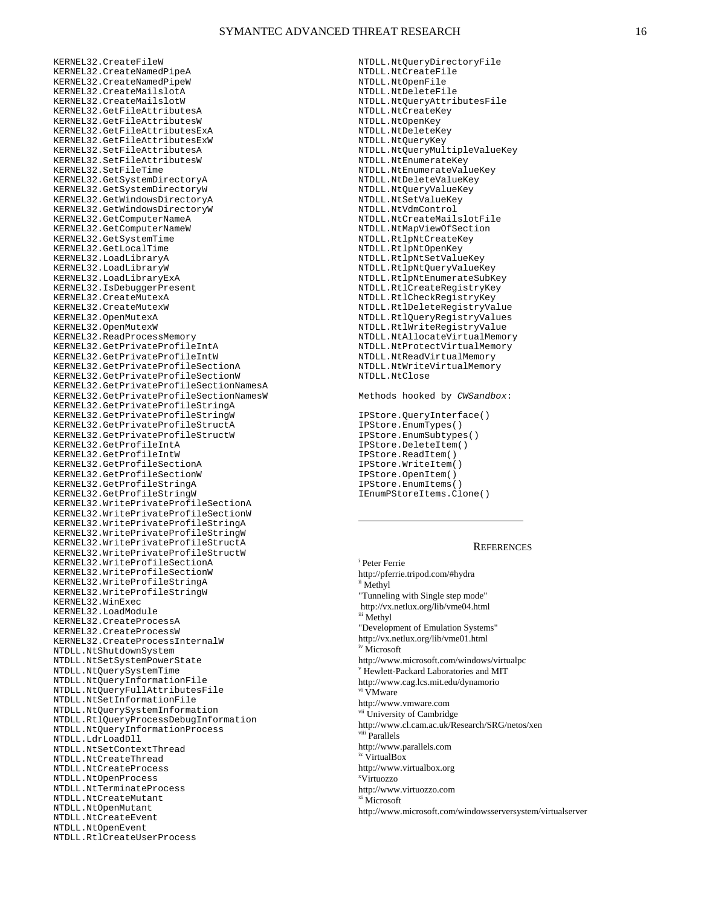```
KERNEL32.CreateFileW
KERNEL32.CreateNamedPipeA
KERNEL32.CreateNamedPipeW
KERNEL32.CreateMailslotA
KERNEL32.CreateMailslotW
KERNEL32.GetFileAttributesA
KERNEL32.GetFileAttributesW
KERNEL32.GetFileAttributesExA
KERNEL32.GetFileAttributesExW
KERNEL32.SetFileAttributesA
KERNEL32.SetFileAttributesW
KERNEL32.SetFileTime
KERNEL32.GetSystemDirectoryA
KERNEL32.GetSystemDirectoryW
KERNEL32.GetWindowsDirectoryA
KERNEL32.GetWindowsDirectoryW
KERNEL32.GetComputerNameA
KERNEL32.GetComputerNameW
KERNEL32.GetSystemTime
KERNEL32.GetLocalTime
KERNEL32.LoadLibraryA
KERNEL32.LoadLibraryW
KERNEL32.LoadLibraryExA
KERNEL32.IsDebuggerPresent
KERNEL32.CreateMutexA
KERNEL32.CreateMutexW
KERNEL32.OpenMutexA
KERNEL32.OpenMutexW
KERNEL32.ReadProcessMemory
KERNEL32.GetPrivateProfileIntA
KERNEL32.GetPrivateProfileIntW
KERNEL32.GetPrivateProfileSectionA
KERNEL32.GetPrivateProfileSectionW
KERNEL32.GetPrivateProfileSectionNamesA
KERNEL32.GetPrivateProfileSectionNamesW
KERNEL32.GetPrivateProfileStringA
KERNEL32.GetPrivateProfileStringW
KERNEL32.GetPrivateProfileStructA
KERNEL32.GetPrivateProfileStructW
KERNEL32.GetProfileIntA
KERNEL32.GetProfileIntW
KERNEL32.GetProfileSectionA
KERNEL32.GetProfileSectionW
KERNEL32.GetProfileStringA
KERNEL32.GetProfileStringW
KERNEL32.WritePrivateProfileSectionA
KERNEL32.WritePrivateProfileSectionW
KERNEL32.WritePrivateProfileStringA
KERNEL32.WritePrivateProfileStringW
KERNEL32.WritePrivateProfileStructA
KERNEL32.WritePrivateProfileStructW
KERNEL32.WriteProfileSectionA
KERNEL32.WriteProfileSectionW
KERNEL32.WriteProfileStringA
KERNEL32.WriteProfileStringW
KERNEL32.WinExec
KERNEL32.LoadModule
KERNEL32.CreateProcessA
KERNEL32.CreateProcessW
KERNEL32.CreateProcessInternalW
NTDLL.NtShutdownSystem
NTDLL.NtSetSystemPowerState
NTDLL.NtQuerySystemTime
NTDLL.NtQueryInformationFile
NTDLL.NtQueryFullAttributesFile
NTDLL.NtSetInformationFile
NTDLL.NtQuerySystemInformation
NTDLL.RtlQueryProcessDebugInformation
NTDLL.NtQueryInformationProcess
NTDLL.LdrLoadDll
NTDLL.NtSetContextThread
NTDLL.NtCreateThread
NTDLL.NtCreateProcess
NTDLL.NtOpenProcess
NTDLL.NtTerminateProcess
NTDLL.NtCreateMutant
NTDLL.NtOpenMutant
NTDLL.NtCreateEvent
NTDLL.NtOpenEvent
NTDLL.RtlCreateUserProcess
NTDLL.NtQueryDirectoryFile
NTDLL.NtCreateFile
NTDLL.NtOpenFile
NTDLL.NtDeleteFile
NTDLL.NtQueryAttributesFile
NTDLL.NtCreateKey
NTDLL.NtOpenKey
NTDLL.NtDeleteKey
NTDLL.NtQueryKey
NTDLL.NtQueryMultipleValueKey
NTDLL.NtEnumerateKey
NTDLL.NtEnumerateValueKey
NTDLL.NtDeleteValueKey
NTDLL.NtQueryValueKey
NTDLL.NtSetValueKey
NTDLL.NtVdmControl
NTDLL.NtCreateMailslotFile
NTDLL.NtMapViewOfSection
NTDLL.RtlpNtCreateKey
NTDLL.RtlpNtOpenKey
NTDLL.RtlpNtSetValueKey
NTDLL.RtlpNtQueryValueKey
NTDLL.RtlpNtEnumerateSubKey
NTDLL.RtlCreateRegistryKey
NTDLL.RtlCheckRegistryKey
NTDLL.RtlDeleteRegistryValue
NTDLL.RtlQueryRegistryValues
NTDLL.RtlWriteRegistryValue
NTDLL.NtAllocateVirtualMemory
NTDLL.NtProtectVirtualMemory
NTDLL.NtReadVirtualMemory
NTDLL.NtWriteVirtualMemory
NTDLL.NtClose
```

Methods hooked by *CWSandbox*:

```
IPStore.QueryInterface()
IPStore.EnumTypes()
IPStore.EnumSubtypes()
IPStore.DeleteItem()
IPStore.ReadItem()
IPStore.WriteItem()
IPStore.OpenItem()
IPStore.EnumItems()
IEnumPStoreItems.Clone()
```

## References

[i] Peter Ferrie
http://pferrie.tripod.com/#hydra

[ii] Methyl
"Tunneling with Single step mode"
http://vx.netlux.org/lib/vme04.html

[iii] Methyl
"Development of Emulation Systems"
http://vx.netlux.org/lib/vme01.html

[iv] Microsoft
http://www.microsoft.com/windows/virtualpc

[v] Hewlett-Packard Laboratories and MIT
http://www.cag.lcs.mit.edu/dynamorio

[vi] VMware
http://www.vmware.com

[vii] University of Cambridge
http://www.cl.cam.ac.uk/Research/SRG/netos/xen

[viii] Parallels
http://www.parallels.com

[ix] VirtualBox
http://www.virtualbox.org

[x] Virtuozzo
http://www.virtuozzo.com

[xi] Microsoft
http://www.microsoft.com/windowsserversystem/virtualserver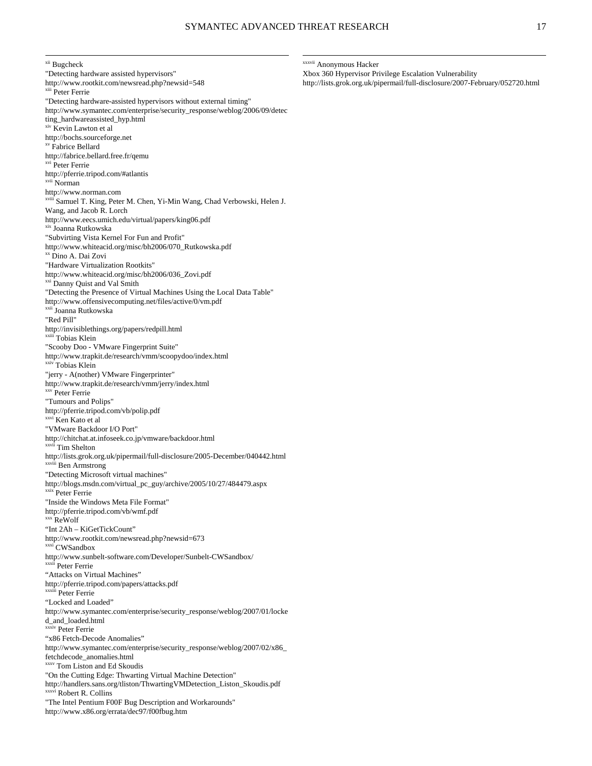[xii] Bugcheck
"Detecting hardware assisted hypervisors"
http://www.rootkit.com/newsread.php?newsid=548

[xiii] Peter Ferrie
"Detecting hardware-assisted hypervisors without external timing"
http://www.symantec.com/enterprise/security_response/weblog/2006/09/detecting_hardwareassisted_hyp.html

[xiv] Kevin Lawton et al
http://bochs.sourceforge.net

[xv] Fabrice Bellard
http://fabrice.bellard.free.fr/qemu

[xvi] Peter Ferrie
http://pferrie.tripod.com/#atlantis

[xvii] Norman
http://www.norman.com

[xviii] Samuel T. King, Peter M. Chen, Yi-Min Wang, Chad Verbowski, Helen J. Wang, and Jacob R. Lorch
http://www.eecs.umich.edu/virtual/papers/king06.pdf

[xix] Joanna Rutkowska
"Subvirting Vista Kernel For Fun and Profit"
http://www.whiteacid.org/misc/bh2006/070_Rutkowska.pdf

[xx] Dino A. Dai Zovi
"Hardware Virtualization Rootkits"
http://www.whiteacid.org/misc/bh2006/036_Zovi.pdf

[xxi] Danny Quist and Val Smith
"Detecting the Presence of Virtual Machines Using the Local Data Table"
http://www.offensivecomputing.net/files/active/0/vm.pdf

[xxii] Joanna Rutkowska
"Red Pill"
http://invisiblethings.org/papers/redpill.html

[xxiii] Tobias Klein
"Scooby Doo - VMware Fingerprint Suite"
http://www.trapkit.de/research/vmm/scoopydoo/index.html

[xxiv] Tobias Klein
"jerry - A(nother) VMware Fingerprinter"
http://www.trapkit.de/research/vmm/jerry/index.html

[xxv] Peter Ferrie
"Tumours and Polips"
http://pferrie.tripod.com/vb/polip.pdf

[xxvi] Ken Kato et al
"VMware Backdoor I/O Port"
http://chitchat.at.infoseek.co.jp/vmware/backdoor.html

[xxvii] Tim Shelton
http://lists.grok.org.uk/pipermail/full-disclosure/2005-December/040442.html

[xxviii] Ben Armstrong
"Detecting Microsoft virtual machines"
http://blogs.msdn.com/virtual_pc_guy/archive/2005/10/27/484479.aspx

[xxix] Peter Ferrie
"Inside the Windows Meta File Format"
http://pferrie.tripod.com/vb/wmf.pdf

[xxx] ReWolf
"Int 2Ah – KiGetTickCount"
http://www.rootkit.com/newsread.php?newsid=673

[xxxi] CWSandbox
http://www.sunbelt-software.com/Developer/Sunbelt-CWSandbox/

[xxxii] Peter Ferrie
"Attacks on Virtual Machines"
http://pferrie.tripod.com/papers/attacks.pdf

[xxxiii] Peter Ferrie
"Locked and Loaded"
http://www.symantec.com/enterprise/security_response/weblog/2007/01/locked_and_loaded.html

[xxxiv] Peter Ferrie
"x86 Fetch-Decode Anomalies"
http://www.symantec.com/enterprise/security_response/weblog/2007/02/x86_fetchdecode_anomalies.html

[xxxv] Tom Liston and Ed Skoudis
"On the Cutting Edge: Thwarting Virtual Machine Detection"
http://handlers.sans.org/tliston/ThwartingVMDetection_Liston_Skoudis.pdf

[xxxvi] Robert R. Collins
"The Intel Pentium F00F Bug Description and Workarounds"
http://www.x86.org/errata/dec97/f00fbug.htm

[xxxvii] Anonymous Hacker
Xbox 360 Hypervisor Privilege Escalation Vulnerability
http://lists.grok.org.uk/pipermail/full-disclosure/2007-February/052720.html